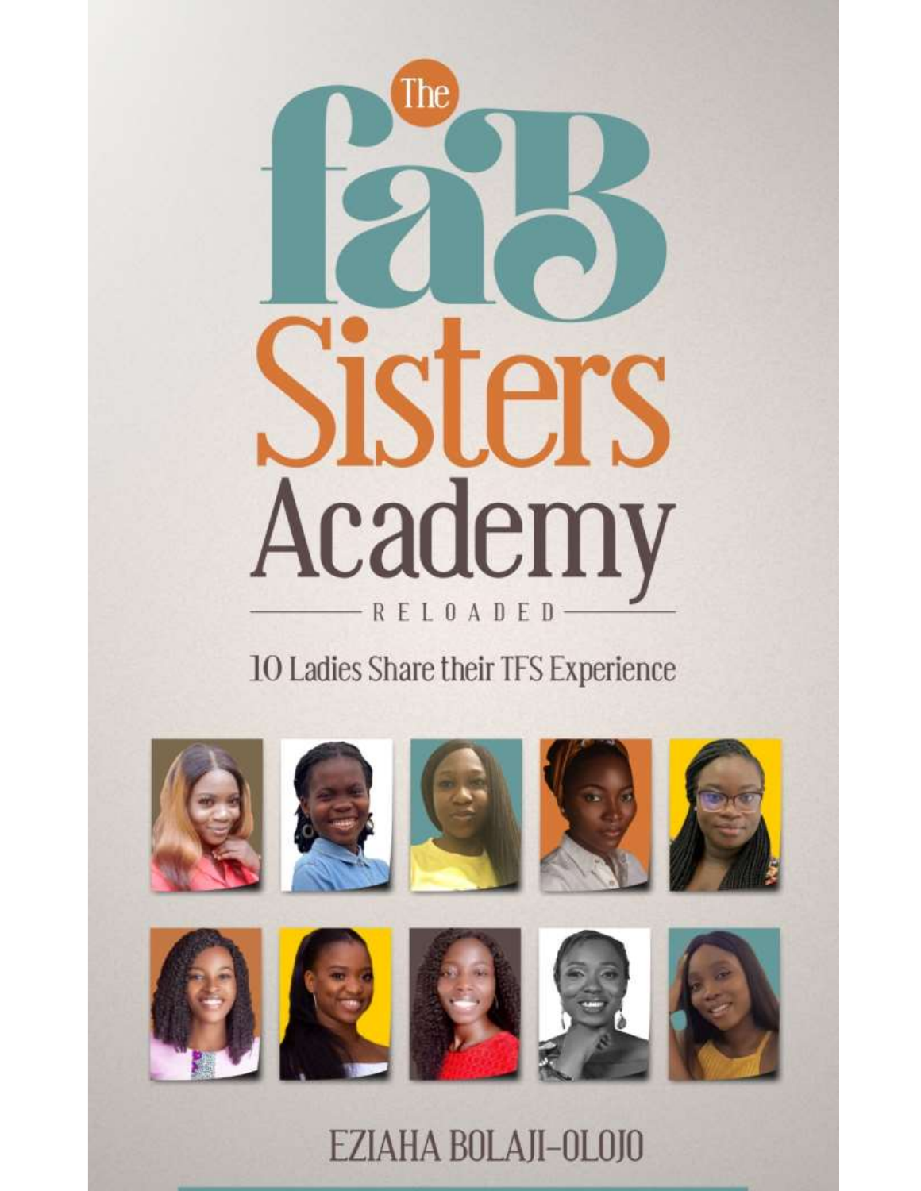# The faB Sisters Academy

RELOADED

10 Ladies Share their TFS Experience

EZIAHA BOLAJI-OLOJO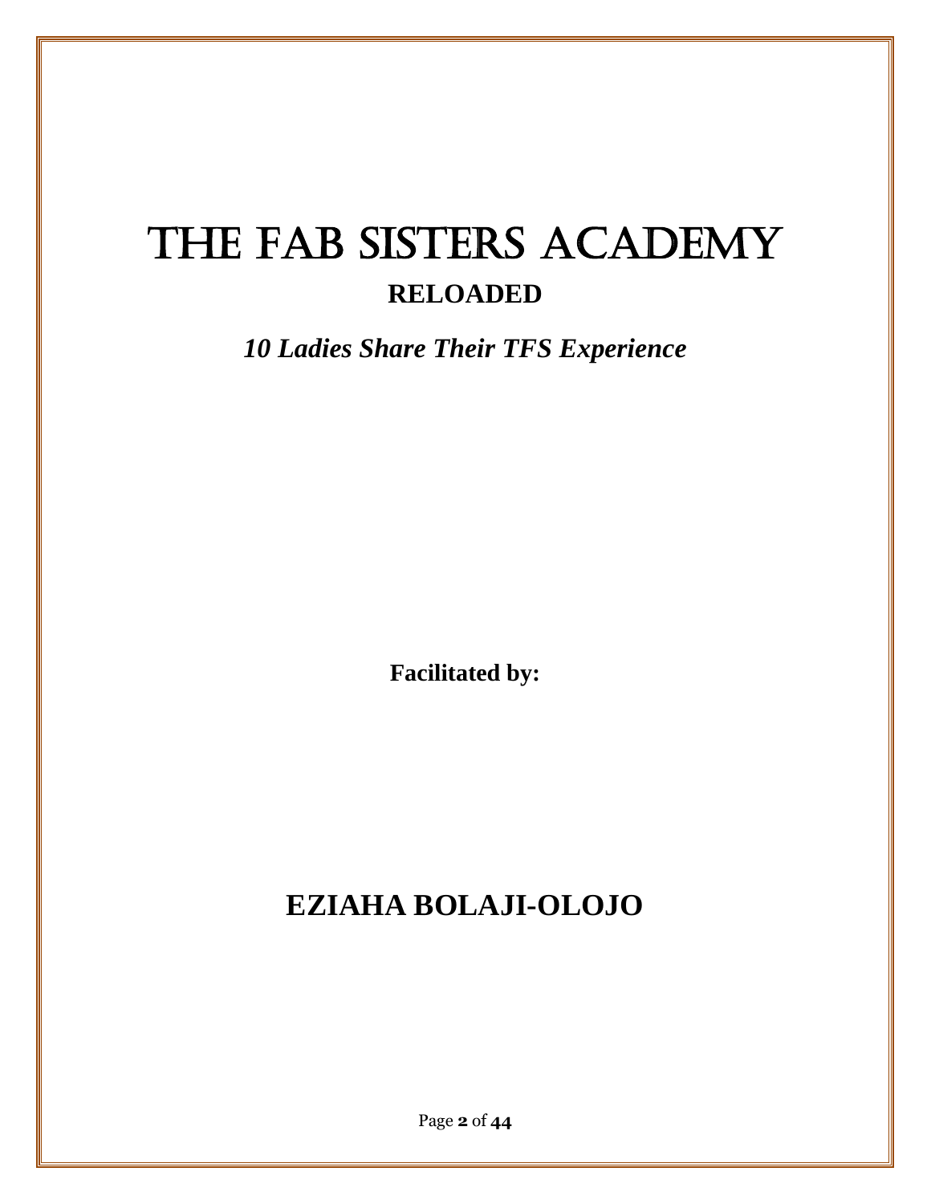# THE FAB SISTERS ACADEMY

## RELOADED

*10 Ladies Share Their TFS Experience*

**Facilitated by:**

## EZIAHA BOLAJI-OLOJO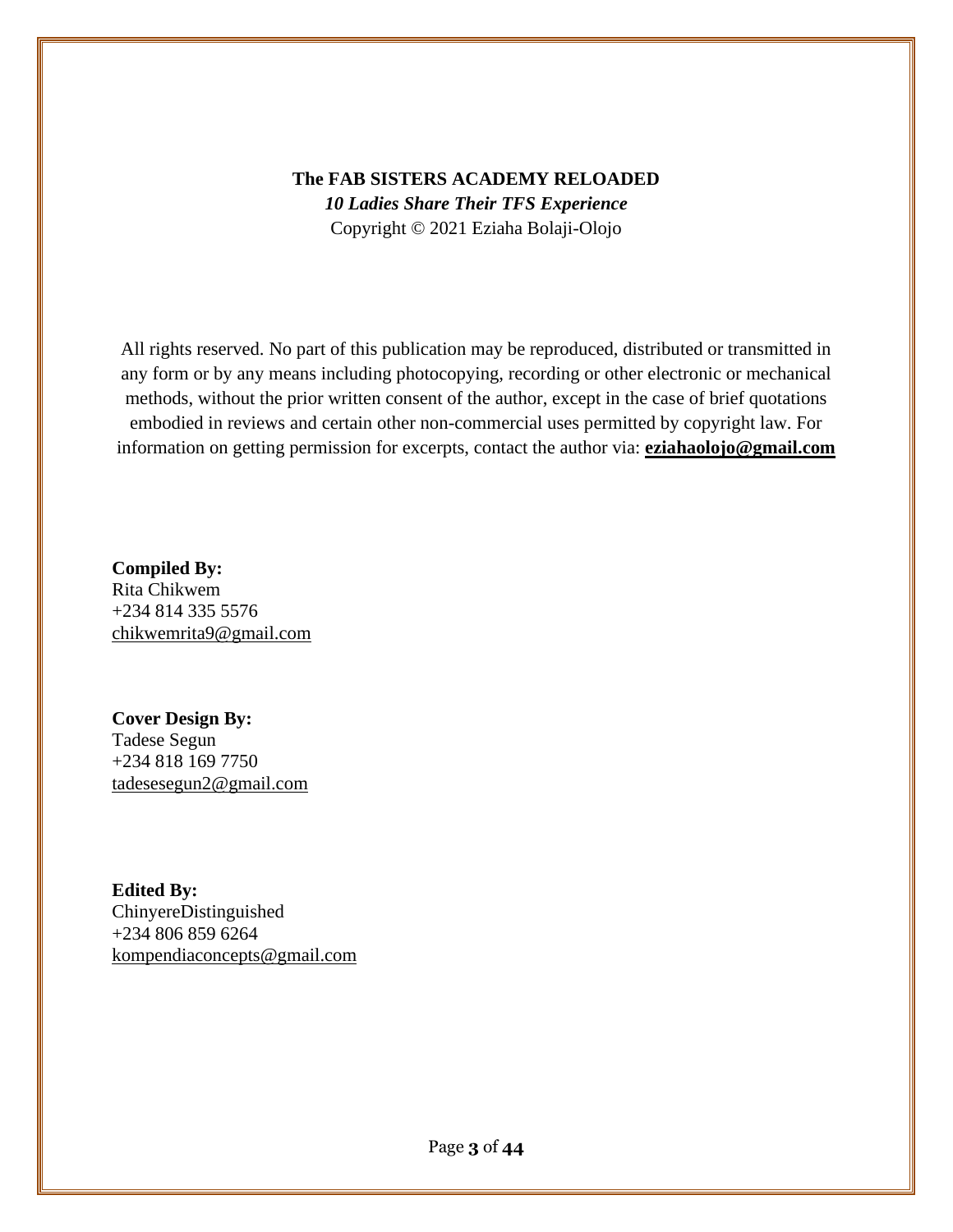**The FAB SISTERS ACADEMY RELOADED**

***10 Ladies Share Their TFS Experience***

Copyright © 2021 Eziaha Bolaji-Olojo

All rights reserved. No part of this publication may be reproduced, distributed or transmitted in any form or by any means including photocopying, recording or other electronic or mechanical methods, without the prior written consent of the author, except in the case of brief quotations embodied in reviews and certain other non-commercial uses permitted by copyright law. For information on getting permission for excerpts, contact the author via: **eziahaolojo@gmail.com**

**Compiled By:**
Rita Chikwem
+234 814 335 5576
chikwemrita9@gmail.com

**Cover Design By:**
Tadese Segun
+234 818 169 7750
tadesesegun2@gmail.com

**Edited By:**
ChinyereDistinguished
+234 806 859 6264
kompendiaconcepts@gmail.com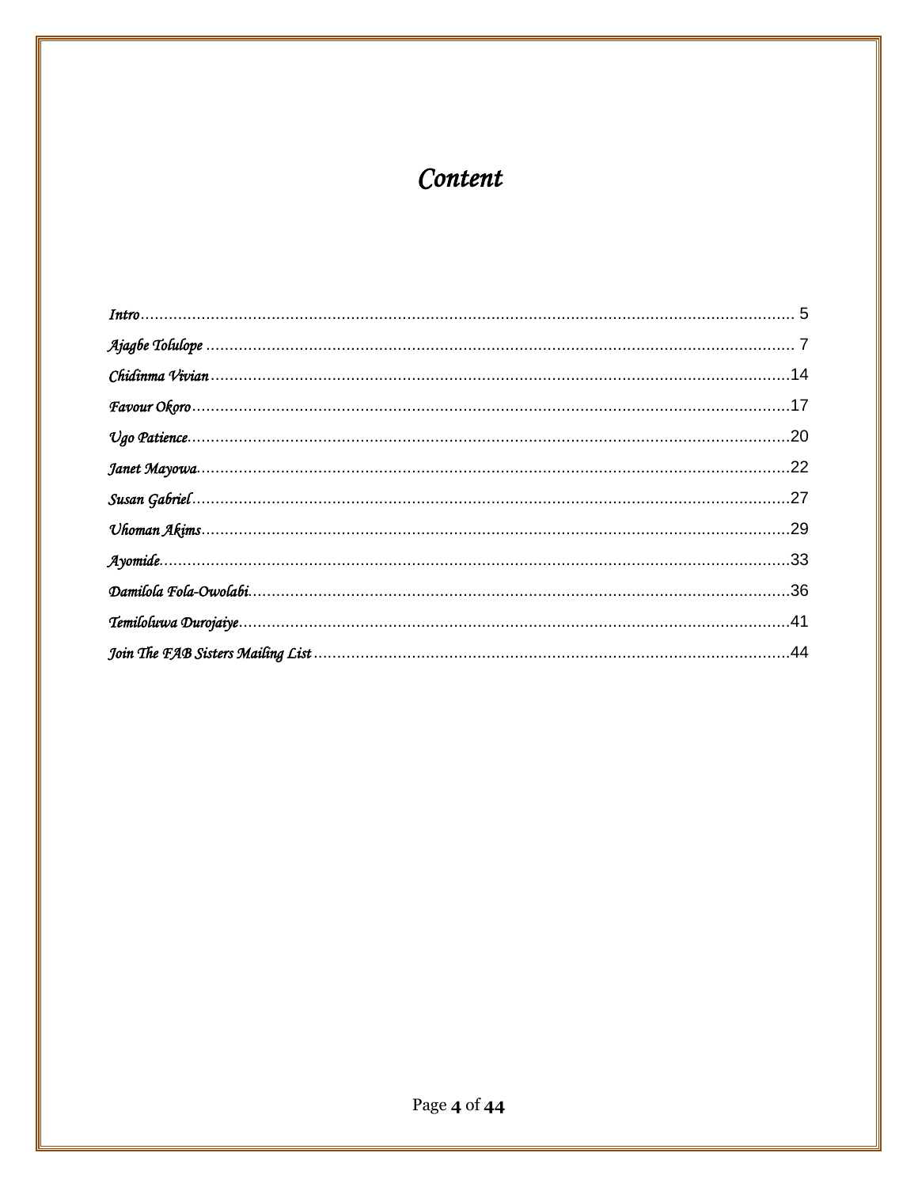# *Content*

*Intro* .................................................................................................................................... 5

*Ajagbe Tolulope* ..................................................................................................................... 7

*Chidinma Vivian* .....................................................................................................................14

*Favour Okoro* .........................................................................................................................17

*Ugo Patience* ..........................................................................................................................20

*Janet Mayowa* ........................................................................................................................22

*Susan Gabriel* .........................................................................................................................27

*Uhoman Akims* .......................................................................................................................29

*Ayomide* .................................................................................................................................33

*Damilola Fola-Owolabi* ...........................................................................................................36

*Temiloluwa Durojaiye* .............................................................................................................41

*Join The FAB Sisters Mailing List* ............................................................................................44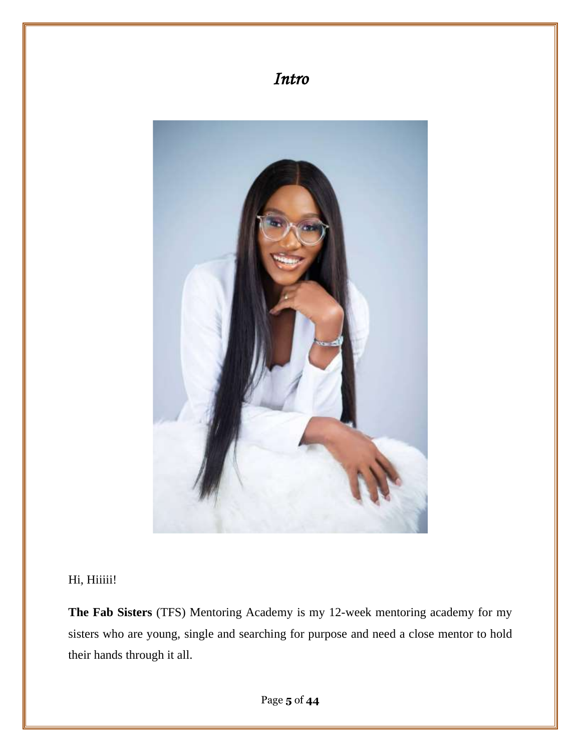# *Intro*

Hi, Hiiiii!

**The Fab Sisters** (TFS) Mentoring Academy is my 12-week mentoring academy for my sisters who are young, single and searching for purpose and need a close mentor to hold their hands through it all.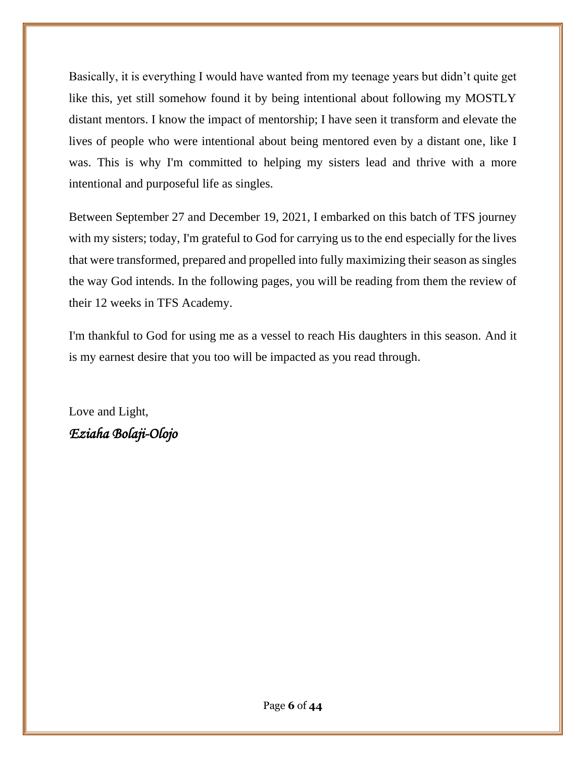Basically, it is everything I would have wanted from my teenage years but didn't quite get like this, yet still somehow found it by being intentional about following my MOSTLY distant mentors. I know the impact of mentorship; I have seen it transform and elevate the lives of people who were intentional about being mentored even by a distant one, like I was. This is why I'm committed to helping my sisters lead and thrive with a more intentional and purposeful life as singles.

Between September 27 and December 19, 2021, I embarked on this batch of TFS journey with my sisters; today, I'm grateful to God for carrying us to the end especially for the lives that were transformed, prepared and propelled into fully maximizing their season as singles the way God intends. In the following pages, you will be reading from them the review of their 12 weeks in TFS Academy.

I'm thankful to God for using me as a vessel to reach His daughters in this season. And it is my earnest desire that you too will be impacted as you read through.

Love and Light,

*Eziaha Bolaji-Olojo*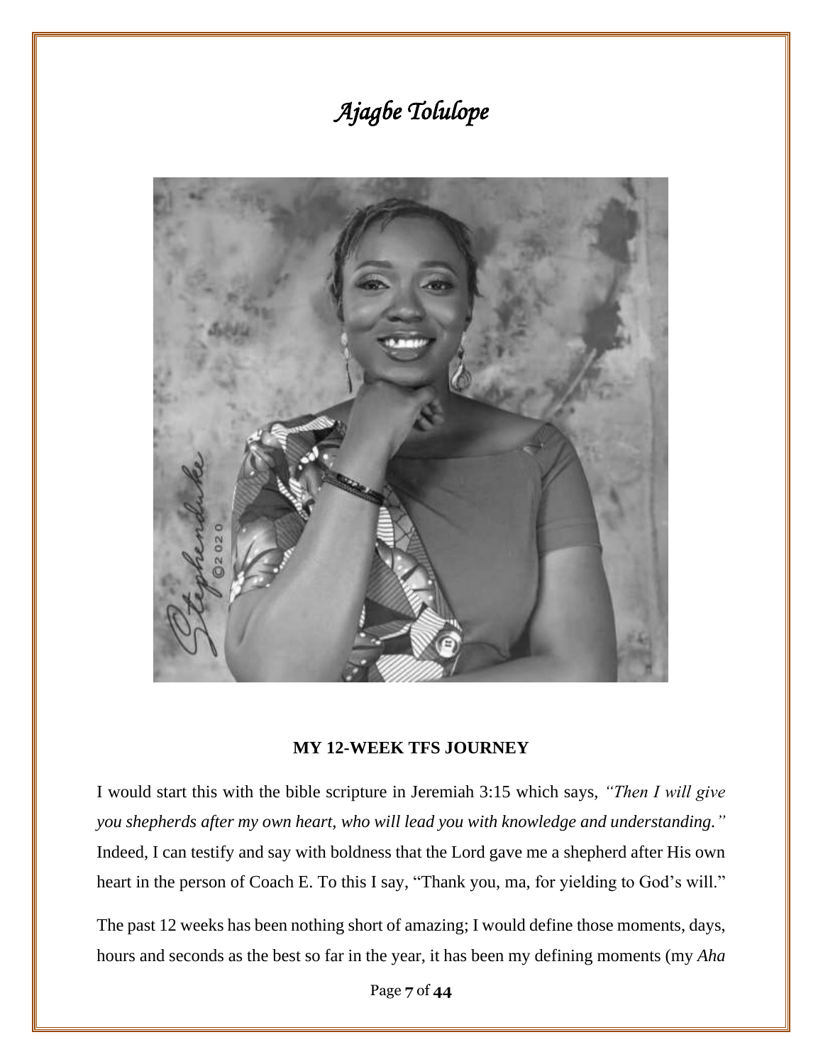# *Ajagbe Tolulope*

**MY 12-WEEK TFS JOURNEY**

I would start this with the bible scripture in Jeremiah 3:15 which says, *"Then I will give you shepherds after my own heart, who will lead you with knowledge and understanding."* Indeed, I can testify and say with boldness that the Lord gave me a shepherd after His own heart in the person of Coach E. To this I say, "Thank you, ma, for yielding to God's will."

The past 12 weeks has been nothing short of amazing; I would define those moments, days, hours and seconds as the best so far in the year, it has been my defining moments (my *Aha*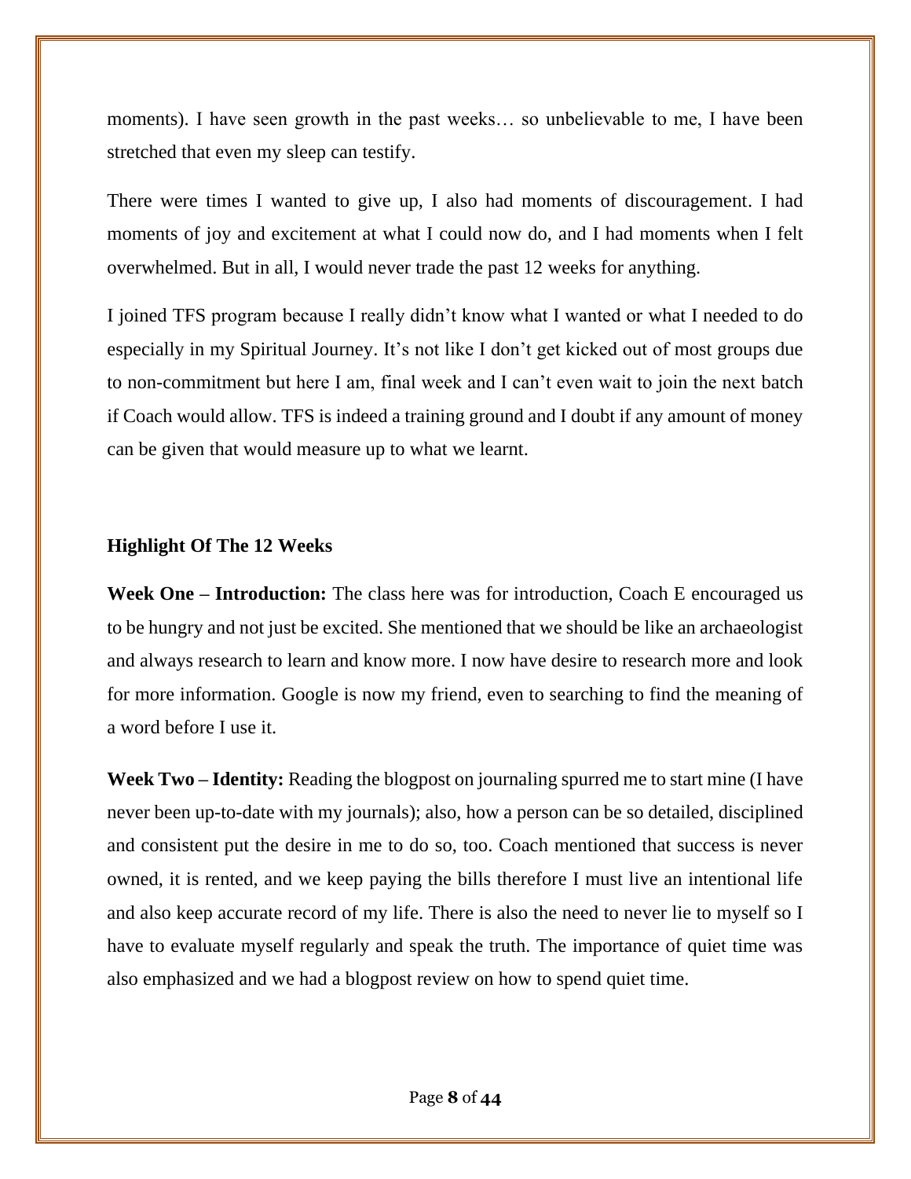moments). I have seen growth in the past weeks… so unbelievable to me, I have been stretched that even my sleep can testify.

There were times I wanted to give up, I also had moments of discouragement. I had moments of joy and excitement at what I could now do, and I had moments when I felt overwhelmed. But in all, I would never trade the past 12 weeks for anything.

I joined TFS program because I really didn't know what I wanted or what I needed to do especially in my Spiritual Journey. It's not like I don't get kicked out of most groups due to non-commitment but here I am, final week and I can't even wait to join the next batch if Coach would allow. TFS is indeed a training ground and I doubt if any amount of money can be given that would measure up to what we learnt.

### Highlight Of The 12 Weeks

**Week One – Introduction:** The class here was for introduction, Coach E encouraged us to be hungry and not just be excited. She mentioned that we should be like an archaeologist and always research to learn and know more. I now have desire to research more and look for more information. Google is now my friend, even to searching to find the meaning of a word before I use it.

**Week Two – Identity:** Reading the blogpost on journaling spurred me to start mine (I have never been up-to-date with my journals); also, how a person can be so detailed, disciplined and consistent put the desire in me to do so, too. Coach mentioned that success is never owned, it is rented, and we keep paying the bills therefore I must live an intentional life and also keep accurate record of my life. There is also the need to never lie to myself so I have to evaluate myself regularly and speak the truth. The importance of quiet time was also emphasized and we had a blogpost review on how to spend quiet time.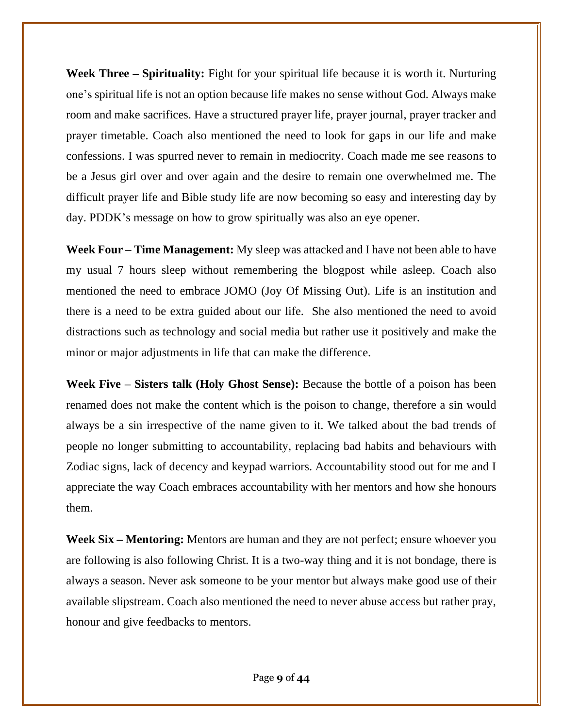**Week Three – Spirituality:** Fight for your spiritual life because it is worth it. Nurturing one's spiritual life is not an option because life makes no sense without God. Always make room and make sacrifices. Have a structured prayer life, prayer journal, prayer tracker and prayer timetable. Coach also mentioned the need to look for gaps in our life and make confessions. I was spurred never to remain in mediocrity. Coach made me see reasons to be a Jesus girl over and over again and the desire to remain one overwhelmed me. The difficult prayer life and Bible study life are now becoming so easy and interesting day by day. PDDK's message on how to grow spiritually was also an eye opener.

**Week Four – Time Management:** My sleep was attacked and I have not been able to have my usual 7 hours sleep without remembering the blogpost while asleep. Coach also mentioned the need to embrace JOMO (Joy Of Missing Out). Life is an institution and there is a need to be extra guided about our life. She also mentioned the need to avoid distractions such as technology and social media but rather use it positively and make the minor or major adjustments in life that can make the difference.

**Week Five – Sisters talk (Holy Ghost Sense):** Because the bottle of a poison has been renamed does not make the content which is the poison to change, therefore a sin would always be a sin irrespective of the name given to it. We talked about the bad trends of people no longer submitting to accountability, replacing bad habits and behaviours with Zodiac signs, lack of decency and keypad warriors. Accountability stood out for me and I appreciate the way Coach embraces accountability with her mentors and how she honours them.

**Week Six – Mentoring:** Mentors are human and they are not perfect; ensure whoever you are following is also following Christ. It is a two-way thing and it is not bondage, there is always a season. Never ask someone to be your mentor but always make good use of their available slipstream. Coach also mentioned the need to never abuse access but rather pray, honour and give feedbacks to mentors.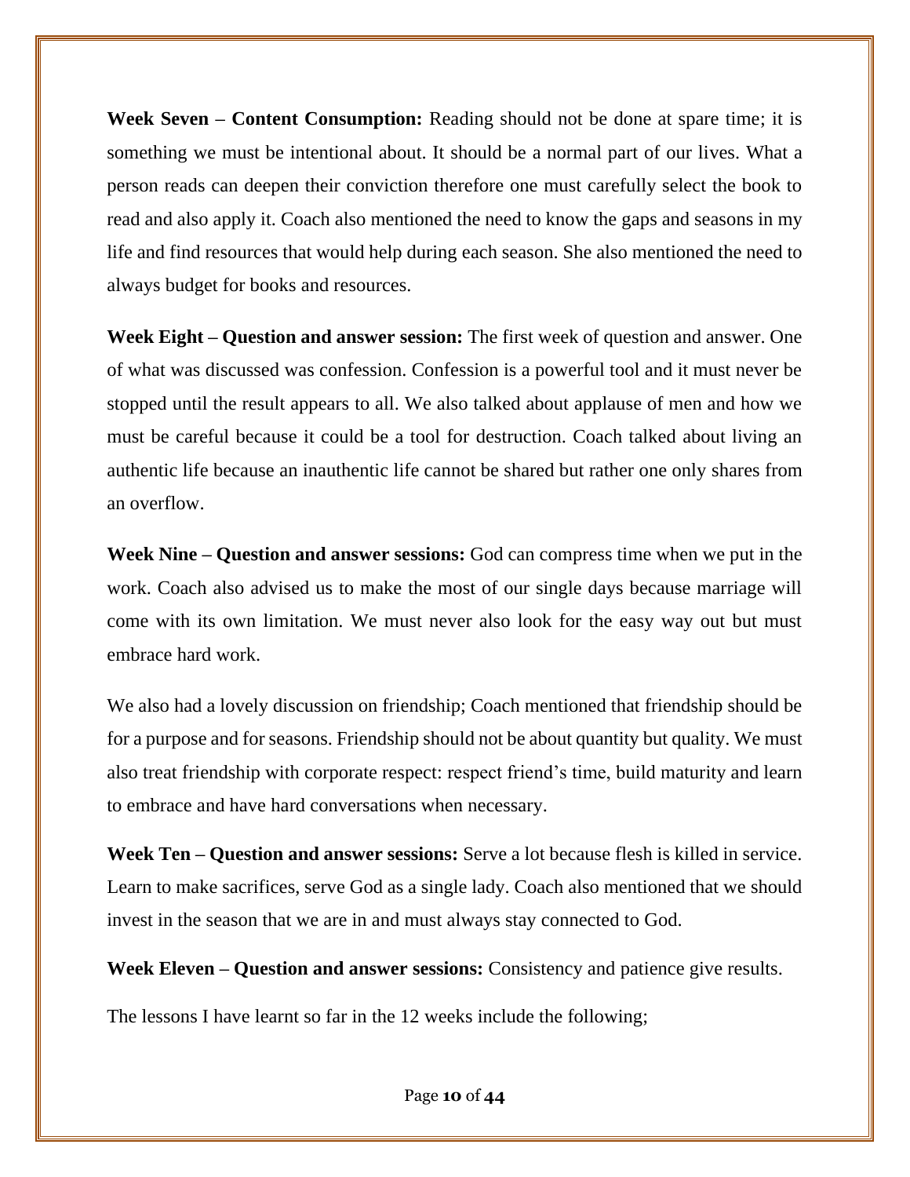**Week Seven – Content Consumption:** Reading should not be done at spare time; it is something we must be intentional about. It should be a normal part of our lives. What a person reads can deepen their conviction therefore one must carefully select the book to read and also apply it. Coach also mentioned the need to know the gaps and seasons in my life and find resources that would help during each season. She also mentioned the need to always budget for books and resources.

**Week Eight – Question and answer session:** The first week of question and answer. One of what was discussed was confession. Confession is a powerful tool and it must never be stopped until the result appears to all. We also talked about applause of men and how we must be careful because it could be a tool for destruction. Coach talked about living an authentic life because an inauthentic life cannot be shared but rather one only shares from an overflow.

**Week Nine – Question and answer sessions:** God can compress time when we put in the work. Coach also advised us to make the most of our single days because marriage will come with its own limitation. We must never also look for the easy way out but must embrace hard work.

We also had a lovely discussion on friendship; Coach mentioned that friendship should be for a purpose and for seasons. Friendship should not be about quantity but quality. We must also treat friendship with corporate respect: respect friend's time, build maturity and learn to embrace and have hard conversations when necessary.

**Week Ten – Question and answer sessions:** Serve a lot because flesh is killed in service. Learn to make sacrifices, serve God as a single lady. Coach also mentioned that we should invest in the season that we are in and must always stay connected to God.

**Week Eleven – Question and answer sessions:** Consistency and patience give results.

The lessons I have learnt so far in the 12 weeks include the following;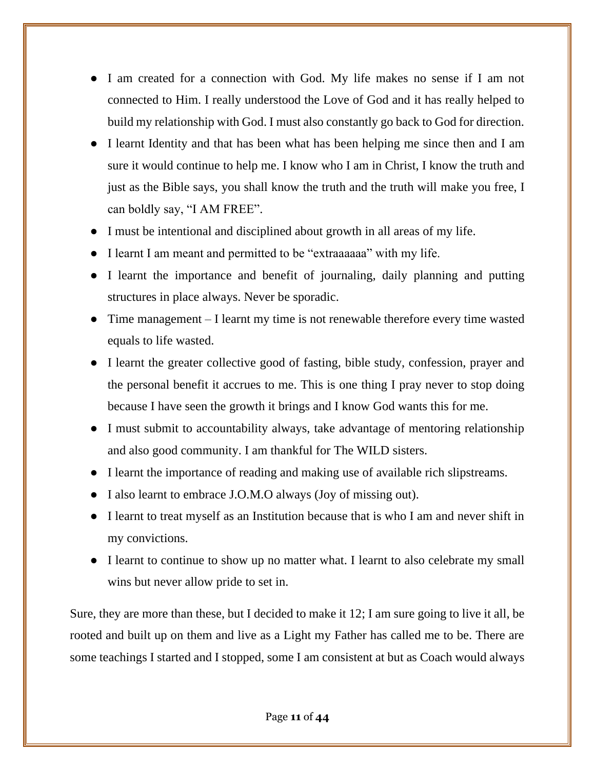- I am created for a connection with God. My life makes no sense if I am not connected to Him. I really understood the Love of God and it has really helped to build my relationship with God. I must also constantly go back to God for direction.
- I learnt Identity and that has been what has been helping me since then and I am sure it would continue to help me. I know who I am in Christ, I know the truth and just as the Bible says, you shall know the truth and the truth will make you free, I can boldly say, "I AM FREE".
- I must be intentional and disciplined about growth in all areas of my life.
- I learnt I am meant and permitted to be "extraaaaaa" with my life.
- I learnt the importance and benefit of journaling, daily planning and putting structures in place always. Never be sporadic.
- Time management – I learnt my time is not renewable therefore every time wasted equals to life wasted.
- I learnt the greater collective good of fasting, bible study, confession, prayer and the personal benefit it accrues to me. This is one thing I pray never to stop doing because I have seen the growth it brings and I know God wants this for me.
- I must submit to accountability always, take advantage of mentoring relationship and also good community. I am thankful for The WILD sisters.
- I learnt the importance of reading and making use of available rich slipstreams.
- I also learnt to embrace J.O.M.O always (Joy of missing out).
- I learnt to treat myself as an Institution because that is who I am and never shift in my convictions.
- I learnt to continue to show up no matter what. I learnt to also celebrate my small wins but never allow pride to set in.

Sure, they are more than these, but I decided to make it 12; I am sure going to live it all, be rooted and built up on them and live as a Light my Father has called me to be. There are some teachings I started and I stopped, some I am consistent at but as Coach would always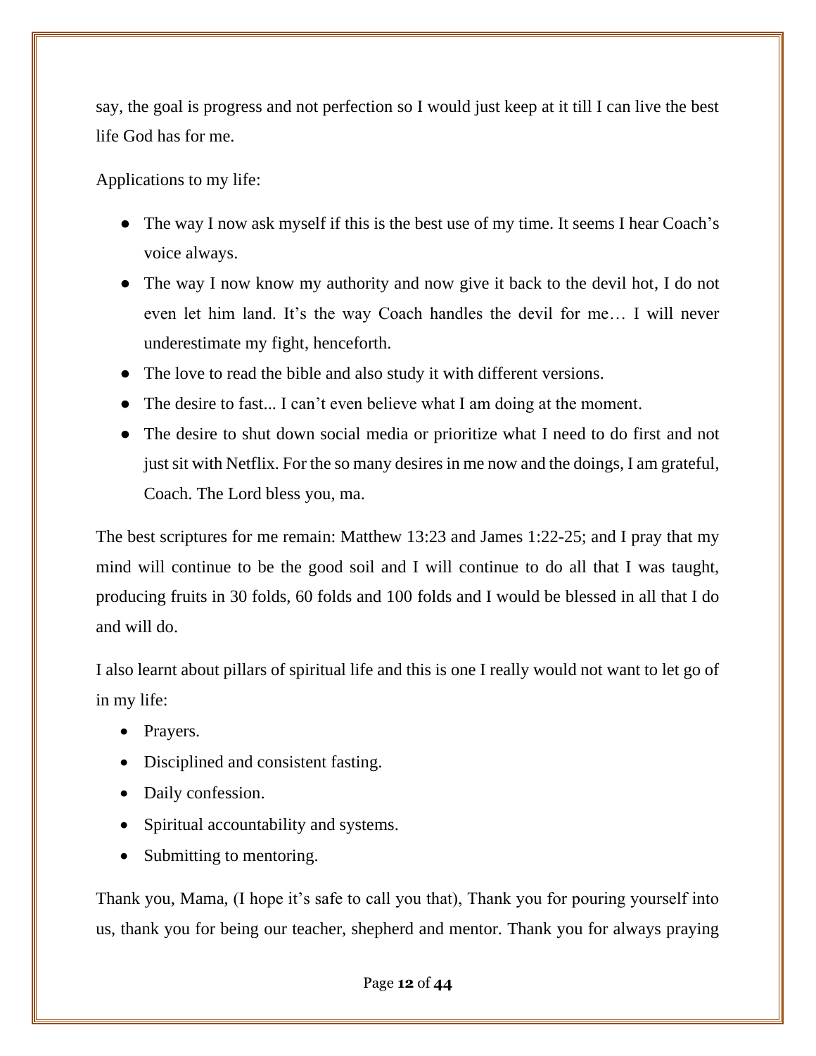say, the goal is progress and not perfection so I would just keep at it till I can live the best life God has for me.

Applications to my life:

- The way I now ask myself if this is the best use of my time. It seems I hear Coach's voice always.
- The way I now know my authority and now give it back to the devil hot, I do not even let him land. It's the way Coach handles the devil for me… I will never underestimate my fight, henceforth.
- The love to read the bible and also study it with different versions.
- The desire to fast... I can't even believe what I am doing at the moment.
- The desire to shut down social media or prioritize what I need to do first and not just sit with Netflix. For the so many desires in me now and the doings, I am grateful, Coach. The Lord bless you, ma.

The best scriptures for me remain: Matthew 13:23 and James 1:22-25; and I pray that my mind will continue to be the good soil and I will continue to do all that I was taught, producing fruits in 30 folds, 60 folds and 100 folds and I would be blessed in all that I do and will do.

I also learnt about pillars of spiritual life and this is one I really would not want to let go of in my life:

- Prayers.
- Disciplined and consistent fasting.
- Daily confession.
- Spiritual accountability and systems.
- Submitting to mentoring.

Thank you, Mama, (I hope it's safe to call you that), Thank you for pouring yourself into us, thank you for being our teacher, shepherd and mentor. Thank you for always praying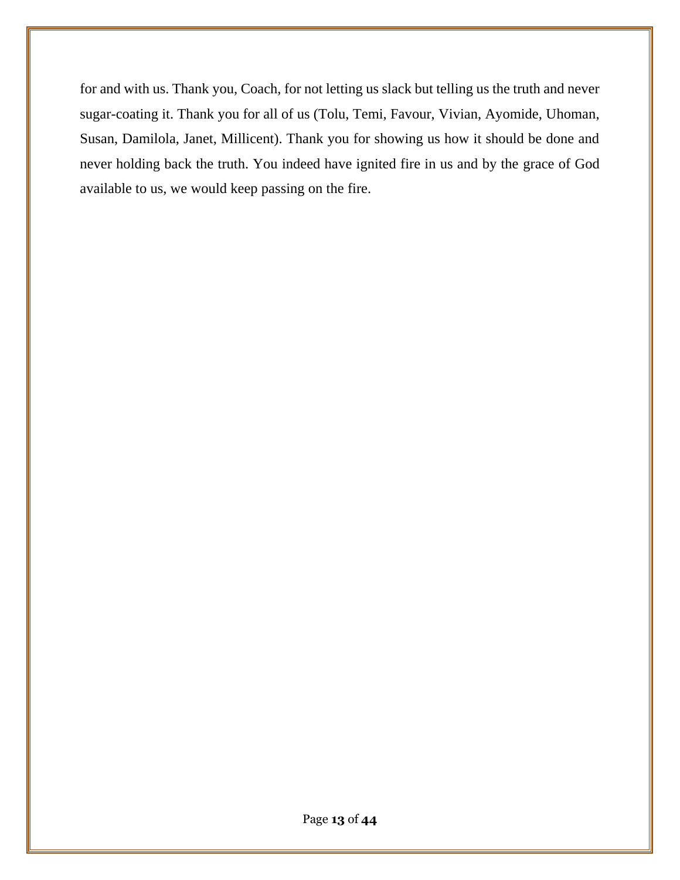for and with us. Thank you, Coach, for not letting us slack but telling us the truth and never sugar-coating it. Thank you for all of us (Tolu, Temi, Favour, Vivian, Ayomide, Uhoman, Susan, Damilola, Janet, Millicent). Thank you for showing us how it should be done and never holding back the truth. You indeed have ignited fire in us and by the grace of God available to us, we would keep passing on the fire.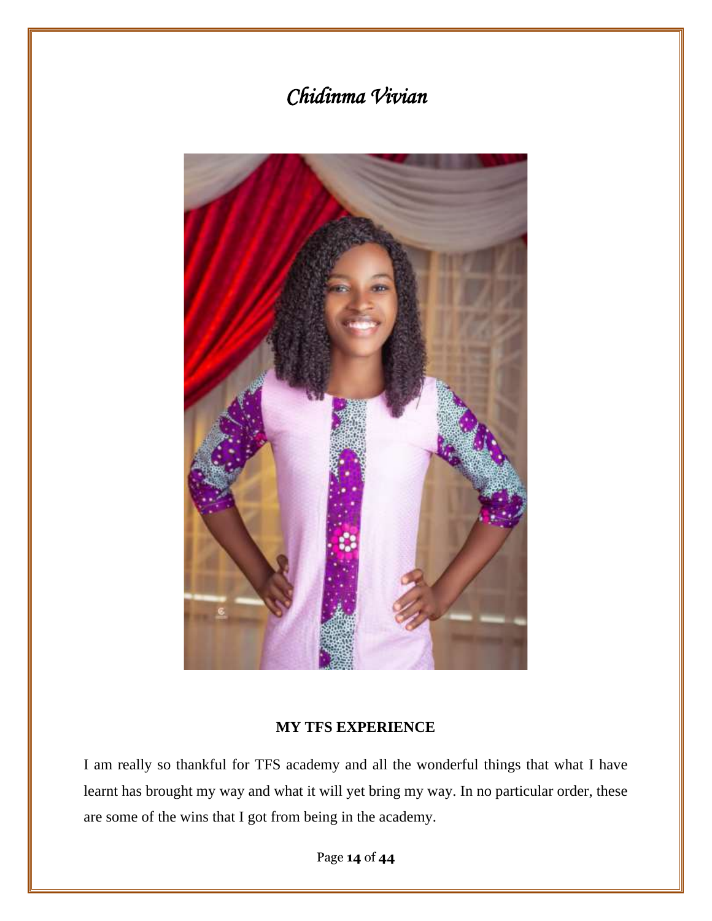# *Chidinma Vivian*

**MY TFS EXPERIENCE**

I am really so thankful for TFS academy and all the wonderful things that what I have learnt has brought my way and what it will yet bring my way. In no particular order, these are some of the wins that I got from being in the academy.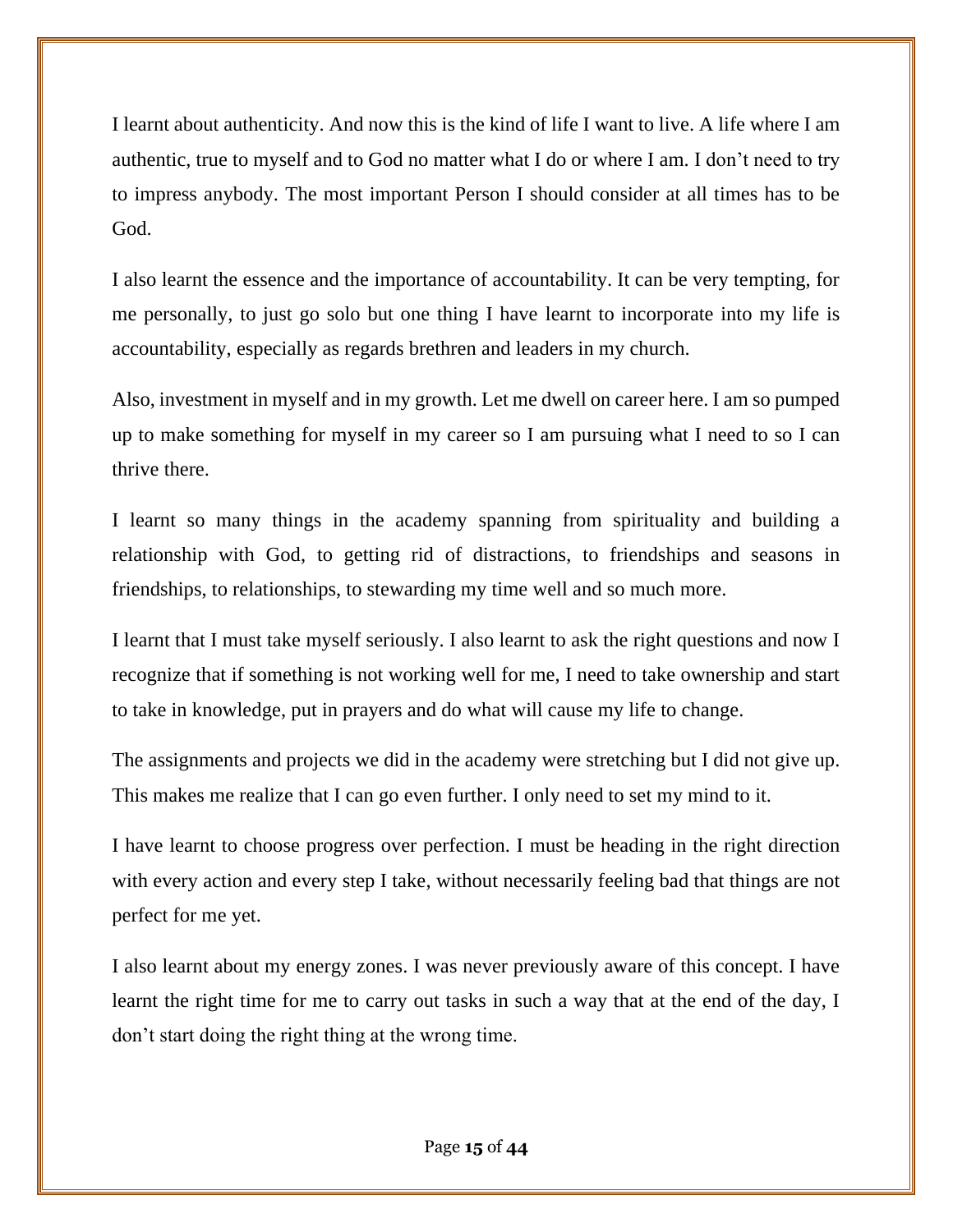I learnt about authenticity. And now this is the kind of life I want to live. A life where I am authentic, true to myself and to God no matter what I do or where I am. I don't need to try to impress anybody. The most important Person I should consider at all times has to be God.

I also learnt the essence and the importance of accountability. It can be very tempting, for me personally, to just go solo but one thing I have learnt to incorporate into my life is accountability, especially as regards brethren and leaders in my church.

Also, investment in myself and in my growth. Let me dwell on career here. I am so pumped up to make something for myself in my career so I am pursuing what I need to so I can thrive there.

I learnt so many things in the academy spanning from spirituality and building a relationship with God, to getting rid of distractions, to friendships and seasons in friendships, to relationships, to stewarding my time well and so much more.

I learnt that I must take myself seriously. I also learnt to ask the right questions and now I recognize that if something is not working well for me, I need to take ownership and start to take in knowledge, put in prayers and do what will cause my life to change.

The assignments and projects we did in the academy were stretching but I did not give up. This makes me realize that I can go even further. I only need to set my mind to it.

I have learnt to choose progress over perfection. I must be heading in the right direction with every action and every step I take, without necessarily feeling bad that things are not perfect for me yet.

I also learnt about my energy zones. I was never previously aware of this concept. I have learnt the right time for me to carry out tasks in such a way that at the end of the day, I don't start doing the right thing at the wrong time.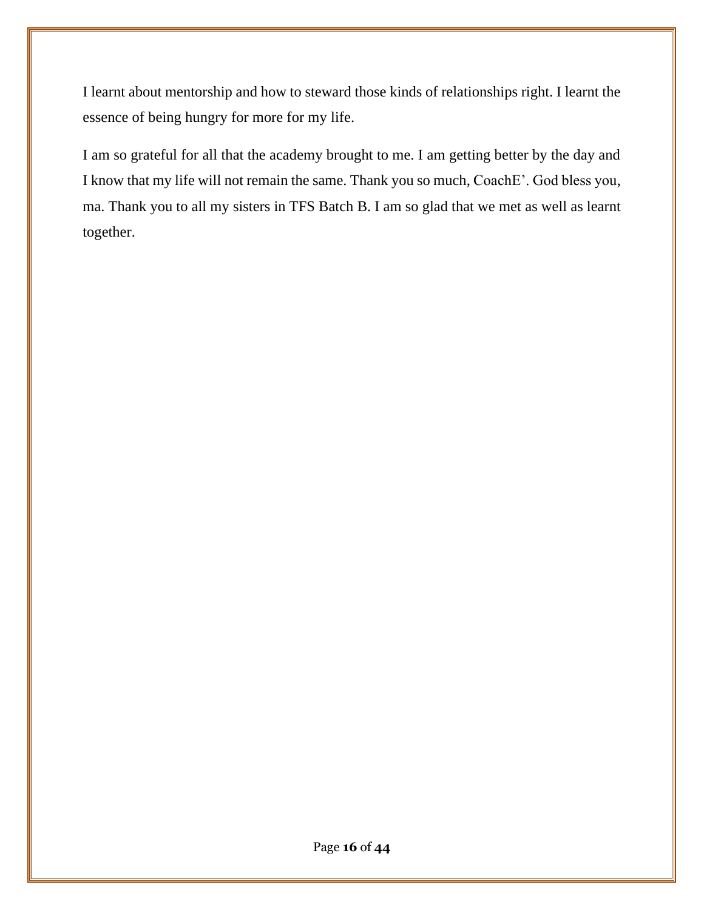I learnt about mentorship and how to steward those kinds of relationships right. I learnt the essence of being hungry for more for my life.

I am so grateful for all that the academy brought to me. I am getting better by the day and I know that my life will not remain the same. Thank you so much, CoachE’. God bless you, ma. Thank you to all my sisters in TFS Batch B. I am so glad that we met as well as learnt together.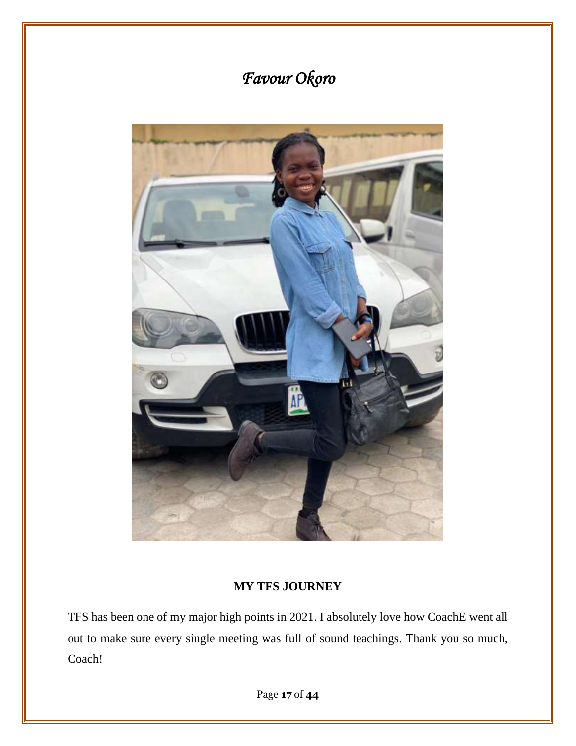# *Favour Okoro*

**MY TFS JOURNEY**

TFS has been one of my major high points in 2021. I absolutely love how CoachE went all out to make sure every single meeting was full of sound teachings. Thank you so much, Coach!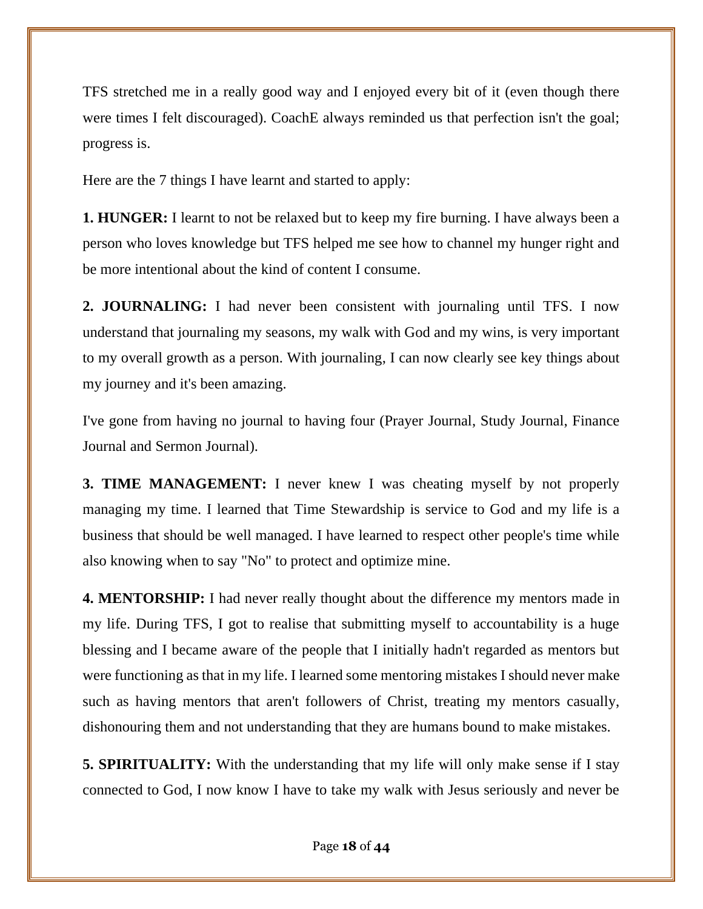TFS stretched me in a really good way and I enjoyed every bit of it (even though there were times I felt discouraged). CoachE always reminded us that perfection isn't the goal; progress is.

Here are the 7 things I have learnt and started to apply:

**1. HUNGER:** I learnt to not be relaxed but to keep my fire burning. I have always been a person who loves knowledge but TFS helped me see how to channel my hunger right and be more intentional about the kind of content I consume.

**2. JOURNALING:** I had never been consistent with journaling until TFS. I now understand that journaling my seasons, my walk with God and my wins, is very important to my overall growth as a person. With journaling, I can now clearly see key things about my journey and it's been amazing.

I've gone from having no journal to having four (Prayer Journal, Study Journal, Finance Journal and Sermon Journal).

**3. TIME MANAGEMENT:** I never knew I was cheating myself by not properly managing my time. I learned that Time Stewardship is service to God and my life is a business that should be well managed. I have learned to respect other people's time while also knowing when to say "No" to protect and optimize mine.

**4. MENTORSHIP:** I had never really thought about the difference my mentors made in my life. During TFS, I got to realise that submitting myself to accountability is a huge blessing and I became aware of the people that I initially hadn't regarded as mentors but were functioning as that in my life. I learned some mentoring mistakes I should never make such as having mentors that aren't followers of Christ, treating my mentors casually, dishonouring them and not understanding that they are humans bound to make mistakes.

**5. SPIRITUALITY:** With the understanding that my life will only make sense if I stay connected to God, I now know I have to take my walk with Jesus seriously and never be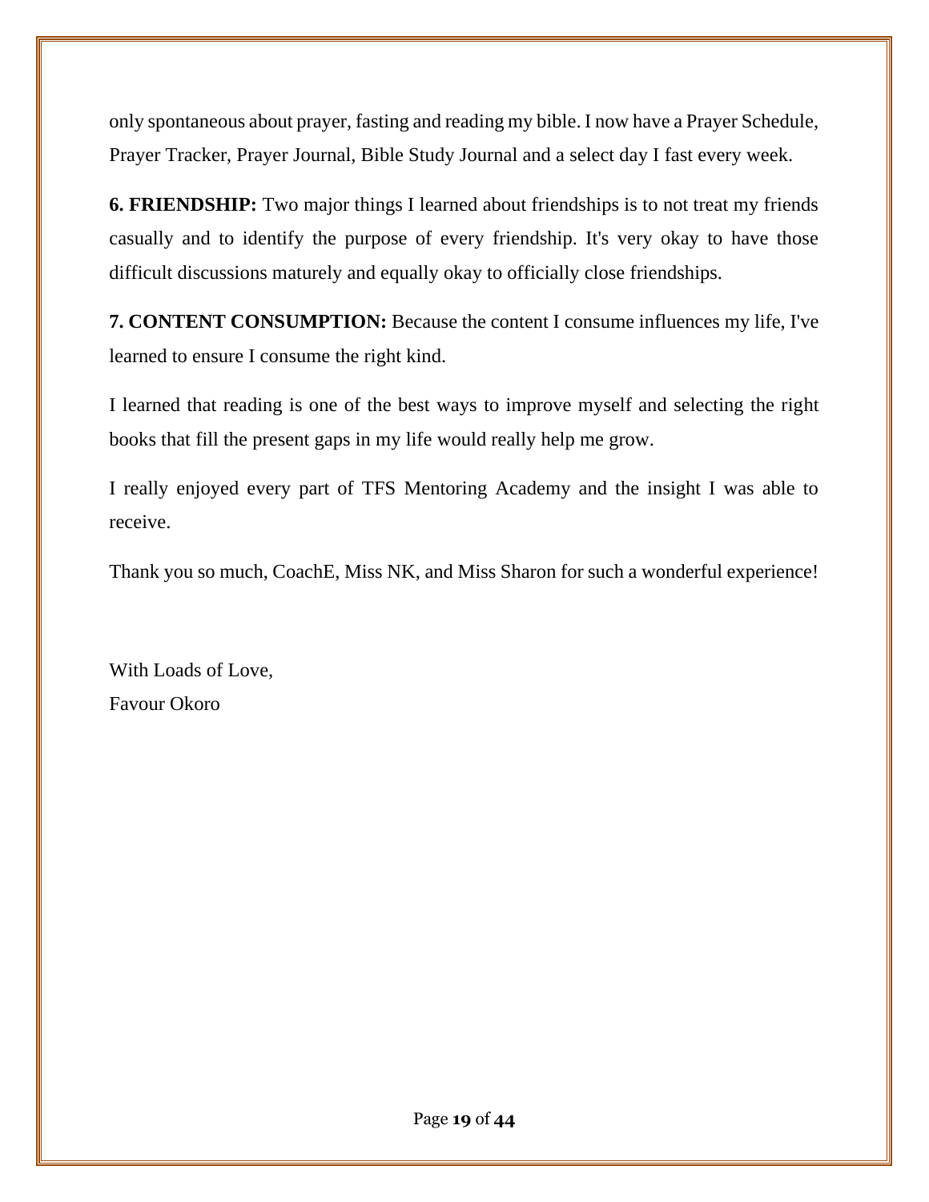only spontaneous about prayer, fasting and reading my bible. I now have a Prayer Schedule, Prayer Tracker, Prayer Journal, Bible Study Journal and a select day I fast every week.

**6. FRIENDSHIP:** Two major things I learned about friendships is to not treat my friends casually and to identify the purpose of every friendship. It's very okay to have those difficult discussions maturely and equally okay to officially close friendships.

**7. CONTENT CONSUMPTION:** Because the content I consume influences my life, I've learned to ensure I consume the right kind.

I learned that reading is one of the best ways to improve myself and selecting the right books that fill the present gaps in my life would really help me grow.

I really enjoyed every part of TFS Mentoring Academy and the insight I was able to receive.

Thank you so much, CoachE, Miss NK, and Miss Sharon for such a wonderful experience!

With Loads of Love,
Favour Okoro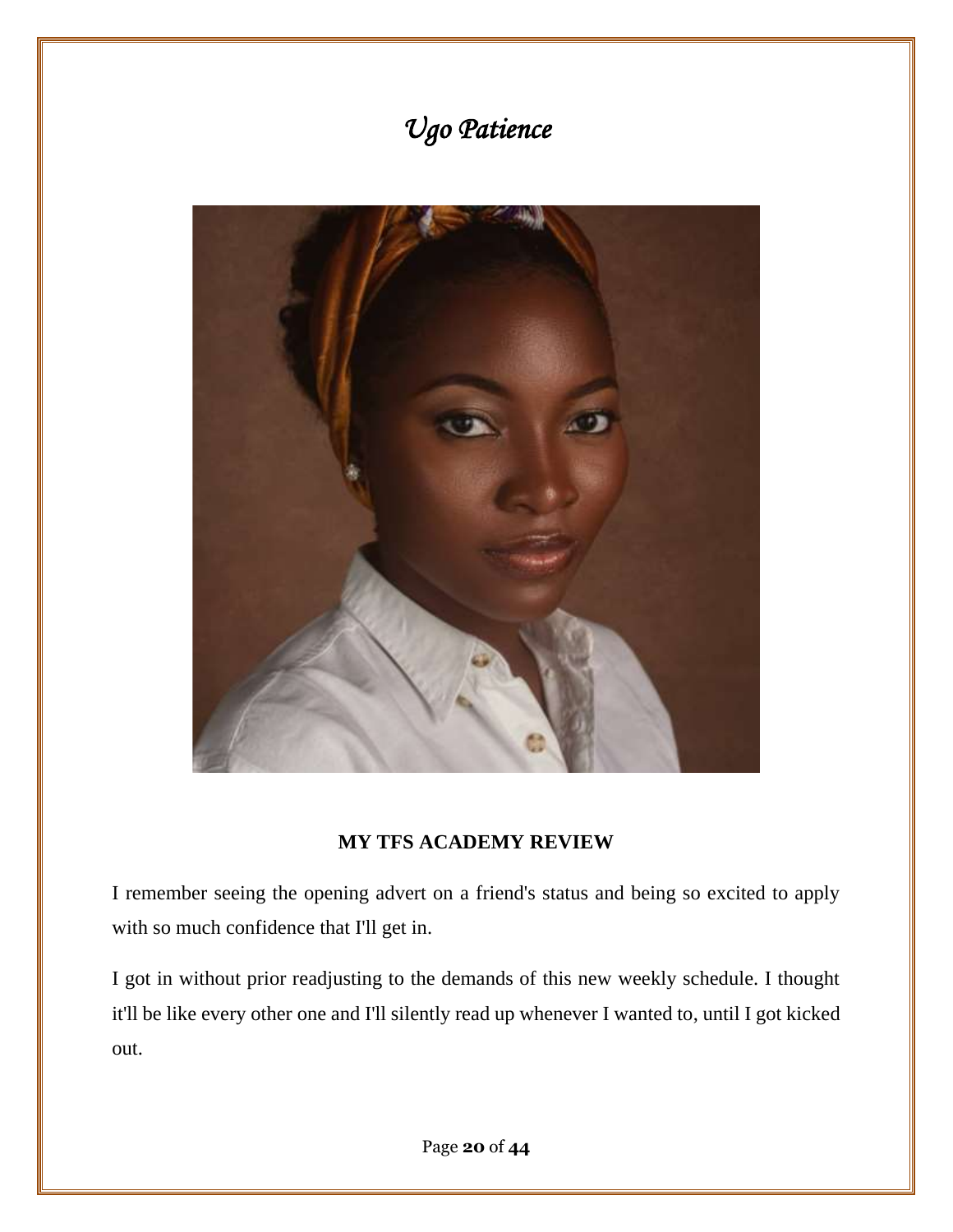# *Ugo Patience*

**MY TFS ACADEMY REVIEW**

I remember seeing the opening advert on a friend's status and being so excited to apply with so much confidence that I'll get in.

I got in without prior readjusting to the demands of this new weekly schedule. I thought it'll be like every other one and I'll silently read up whenever I wanted to, until I got kicked out.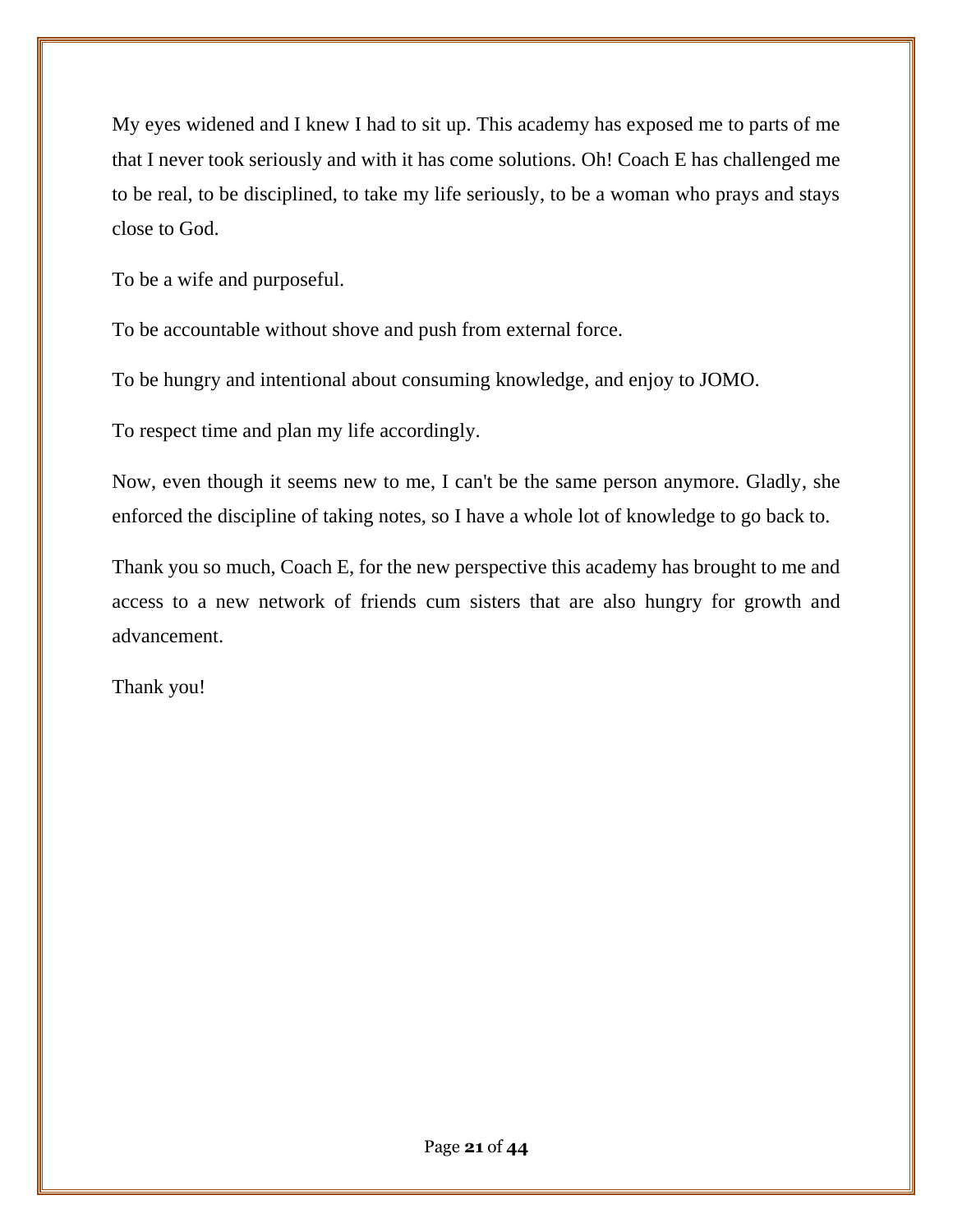My eyes widened and I knew I had to sit up. This academy has exposed me to parts of me that I never took seriously and with it has come solutions. Oh! Coach E has challenged me to be real, to be disciplined, to take my life seriously, to be a woman who prays and stays close to God.

To be a wife and purposeful.

To be accountable without shove and push from external force.

To be hungry and intentional about consuming knowledge, and enjoy to JOMO.

To respect time and plan my life accordingly.

Now, even though it seems new to me, I can't be the same person anymore. Gladly, she enforced the discipline of taking notes, so I have a whole lot of knowledge to go back to.

Thank you so much, Coach E, for the new perspective this academy has brought to me and access to a new network of friends cum sisters that are also hungry for growth and advancement.

Thank you!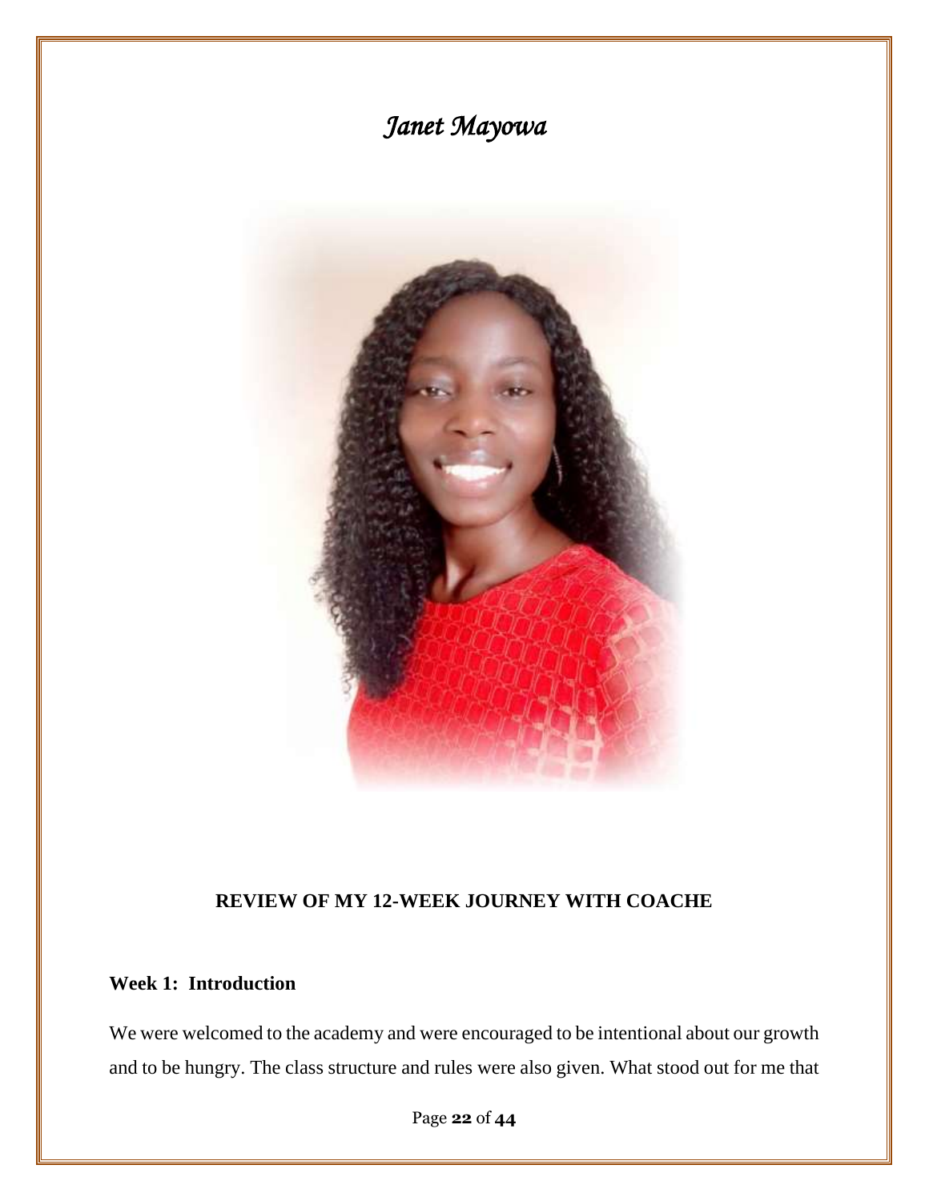# *Janet Mayowa*

## REVIEW OF MY 12-WEEK JOURNEY WITH COACHE

### Week 1: Introduction

We were welcomed to the academy and were encouraged to be intentional about our growth and to be hungry. The class structure and rules were also given. What stood out for me that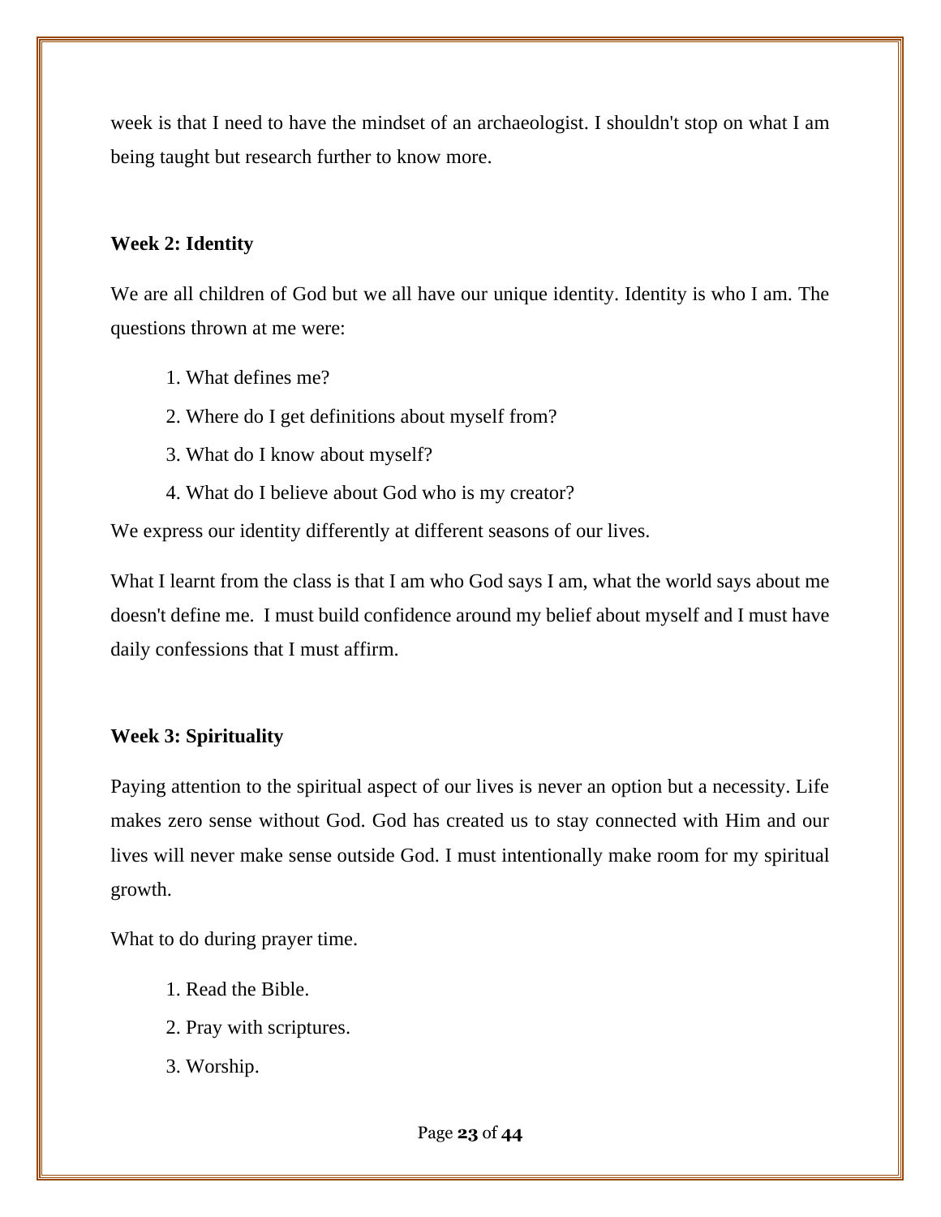week is that I need to have the mindset of an archaeologist. I shouldn't stop on what I am being taught but research further to know more.

**Week 2: Identity**

We are all children of God but we all have our unique identity. Identity is who I am. The questions thrown at me were:

1. What defines me?
2. Where do I get definitions about myself from?
3. What do I know about myself?
4. What do I believe about God who is my creator?

We express our identity differently at different seasons of our lives.

What I learnt from the class is that I am who God says I am, what the world says about me doesn't define me. I must build confidence around my belief about myself and I must have daily confessions that I must affirm.

**Week 3: Spirituality**

Paying attention to the spiritual aspect of our lives is never an option but a necessity. Life makes zero sense without God. God has created us to stay connected with Him and our lives will never make sense outside God. I must intentionally make room for my spiritual growth.

What to do during prayer time.

1. Read the Bible.
2. Pray with scriptures.
3. Worship.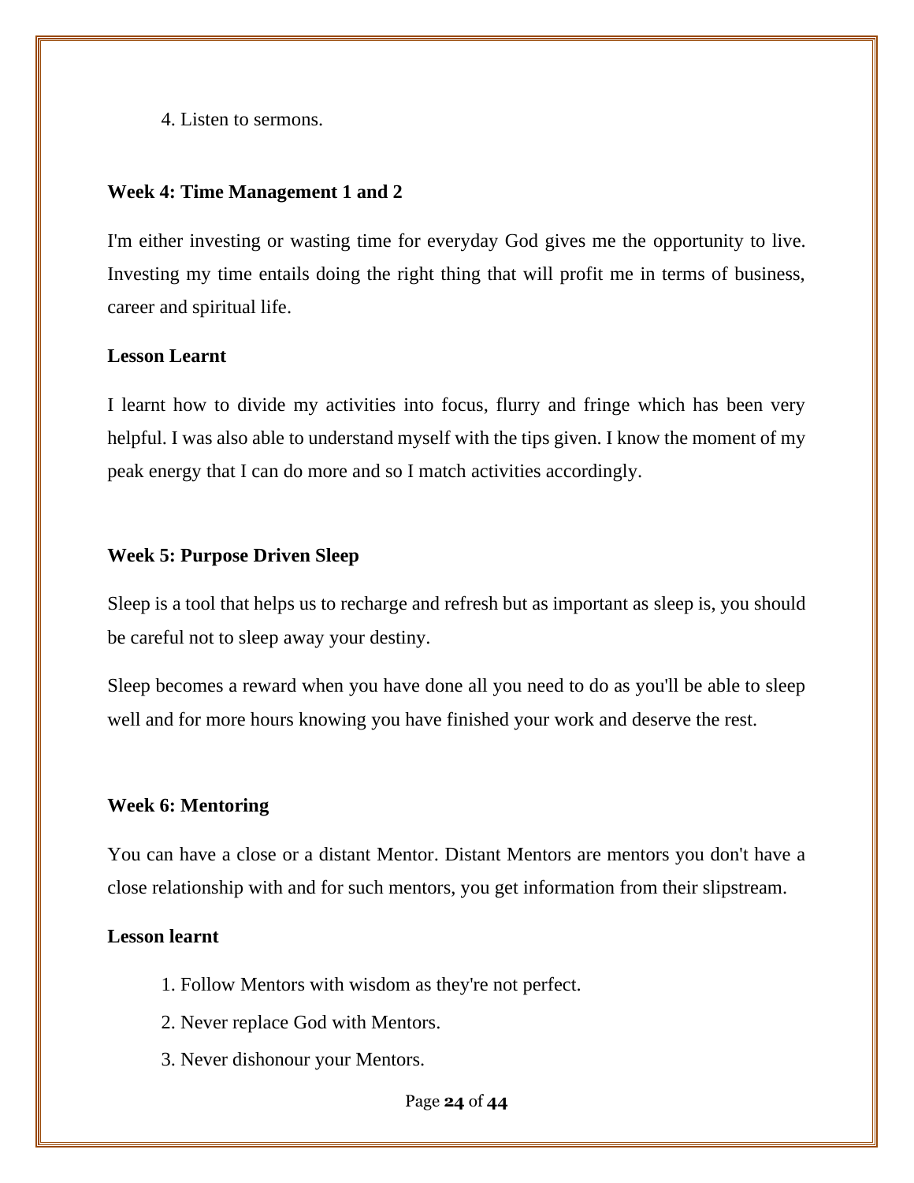4. Listen to sermons.

**Week 4: Time Management 1 and 2**

I'm either investing or wasting time for everyday God gives me the opportunity to live. Investing my time entails doing the right thing that will profit me in terms of business, career and spiritual life.

**Lesson Learnt**

I learnt how to divide my activities into focus, flurry and fringe which has been very helpful. I was also able to understand myself with the tips given. I know the moment of my peak energy that I can do more and so I match activities accordingly.

**Week 5: Purpose Driven Sleep**

Sleep is a tool that helps us to recharge and refresh but as important as sleep is, you should be careful not to sleep away your destiny.

Sleep becomes a reward when you have done all you need to do as you'll be able to sleep well and for more hours knowing you have finished your work and deserve the rest.

**Week 6: Mentoring**

You can have a close or a distant Mentor. Distant Mentors are mentors you don't have a close relationship with and for such mentors, you get information from their slipstream.

**Lesson learnt**

1. Follow Mentors with wisdom as they're not perfect.
2. Never replace God with Mentors.
3. Never dishonour your Mentors.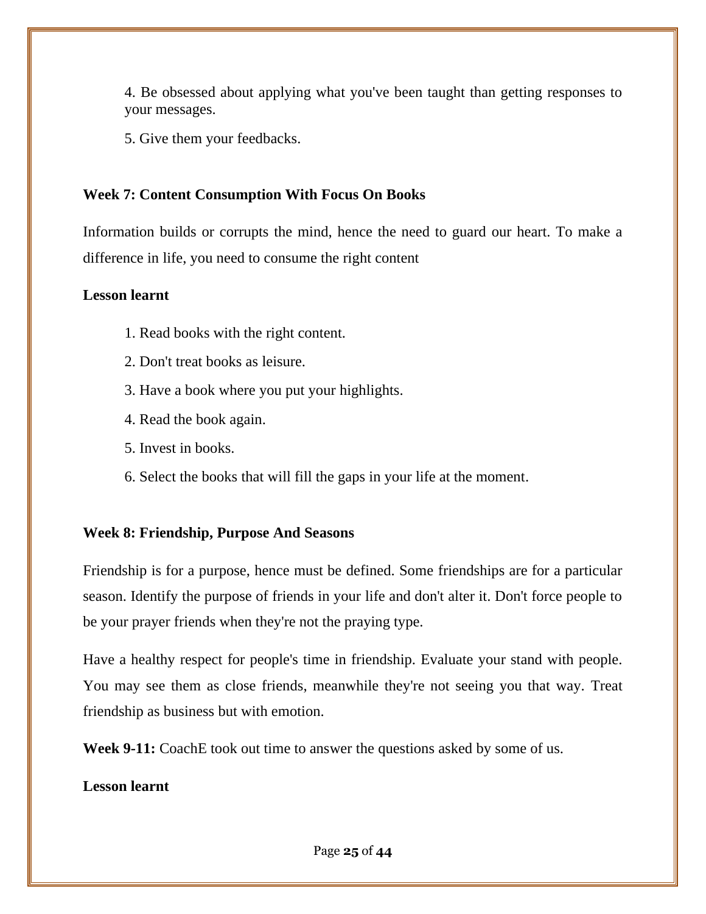4. Be obsessed about applying what you've been taught than getting responses to your messages.

5. Give them your feedbacks.

**Week 7: Content Consumption With Focus On Books**

Information builds or corrupts the mind, hence the need to guard our heart. To make a difference in life, you need to consume the right content

**Lesson learnt**

1. Read books with the right content.
2. Don't treat books as leisure.
3. Have a book where you put your highlights.
4. Read the book again.
5. Invest in books.
6. Select the books that will fill the gaps in your life at the moment.

**Week 8: Friendship, Purpose And Seasons**

Friendship is for a purpose, hence must be defined. Some friendships are for a particular season. Identify the purpose of friends in your life and don't alter it. Don't force people to be your prayer friends when they're not the praying type.

Have a healthy respect for people's time in friendship. Evaluate your stand with people. You may see them as close friends, meanwhile they're not seeing you that way. Treat friendship as business but with emotion.

**Week 9-11:** CoachE took out time to answer the questions asked by some of us.

**Lesson learnt**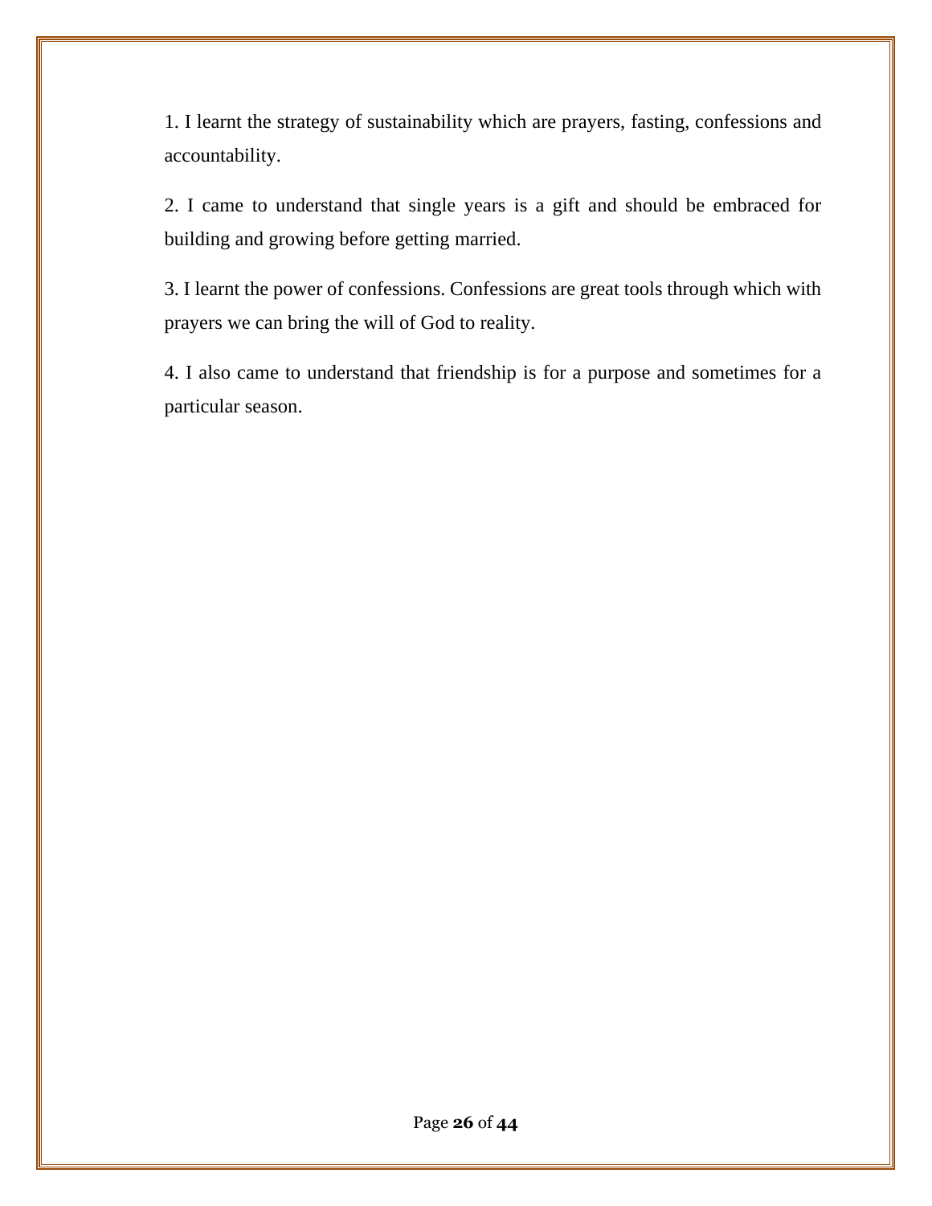1. I learnt the strategy of sustainability which are prayers, fasting, confessions and accountability.

2. I came to understand that single years is a gift and should be embraced for building and growing before getting married.

3. I learnt the power of confessions. Confessions are great tools through which with prayers we can bring the will of God to reality.

4. I also came to understand that friendship is for a purpose and sometimes for a particular season.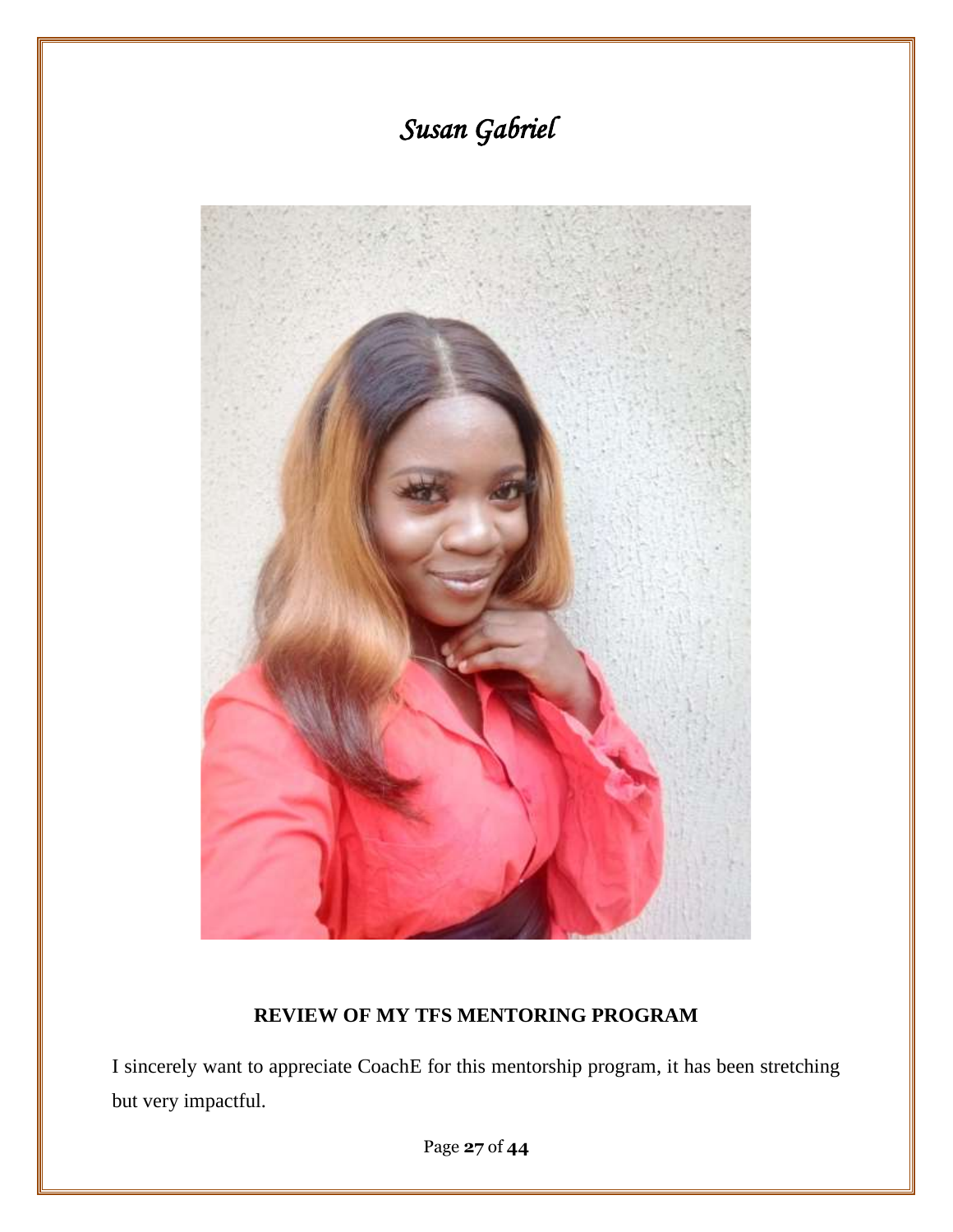# *Susan Gabriel*

**REVIEW OF MY TFS MENTORING PROGRAM**

I sincerely want to appreciate CoachE for this mentorship program, it has been stretching but very impactful.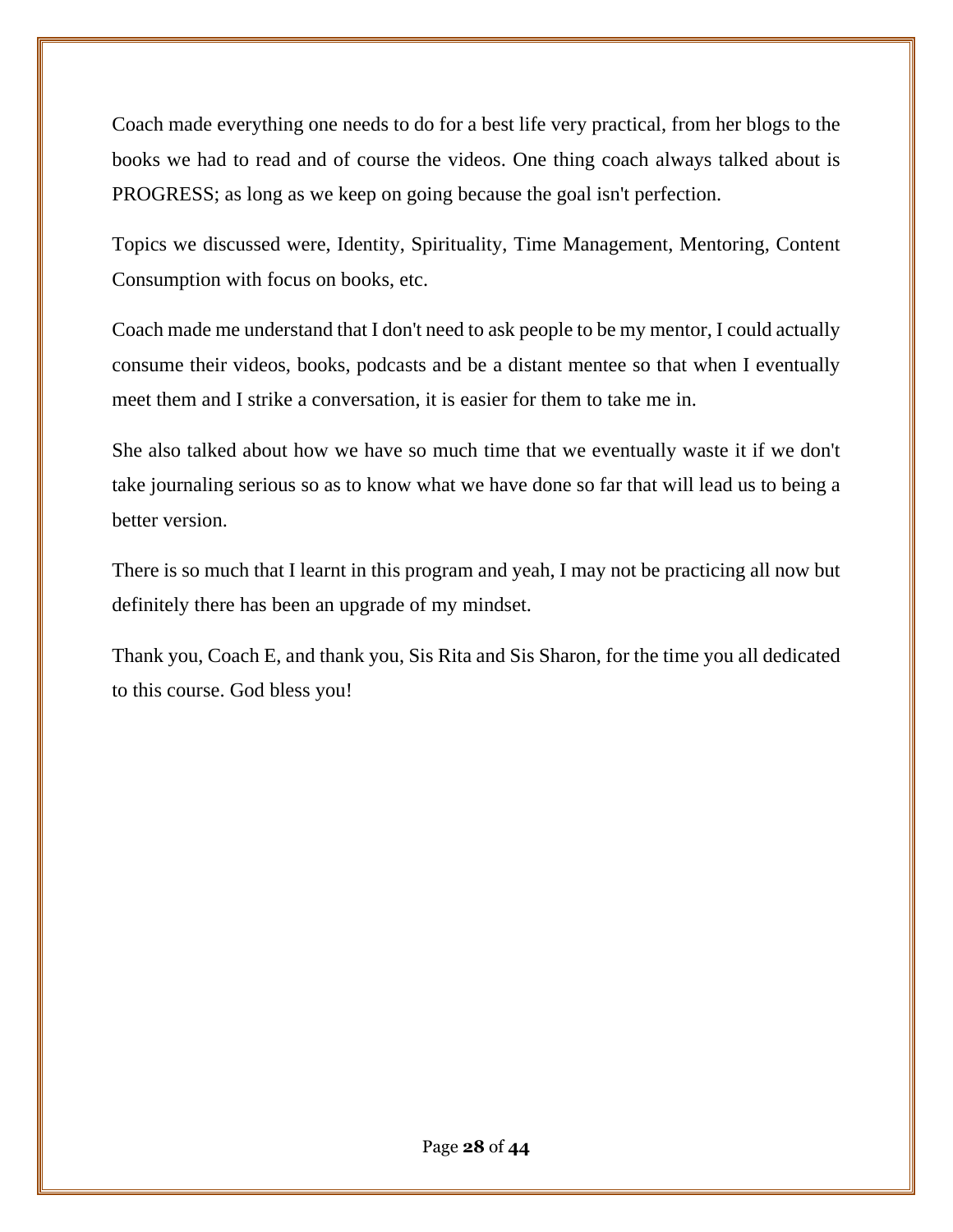Coach made everything one needs to do for a best life very practical, from her blogs to the books we had to read and of course the videos. One thing coach always talked about is PROGRESS; as long as we keep on going because the goal isn't perfection.

Topics we discussed were, Identity, Spirituality, Time Management, Mentoring, Content Consumption with focus on books, etc.

Coach made me understand that I don't need to ask people to be my mentor, I could actually consume their videos, books, podcasts and be a distant mentee so that when I eventually meet them and I strike a conversation, it is easier for them to take me in.

She also talked about how we have so much time that we eventually waste it if we don't take journaling serious so as to know what we have done so far that will lead us to being a better version.

There is so much that I learnt in this program and yeah, I may not be practicing all now but definitely there has been an upgrade of my mindset.

Thank you, Coach E, and thank you, Sis Rita and Sis Sharon, for the time you all dedicated to this course. God bless you!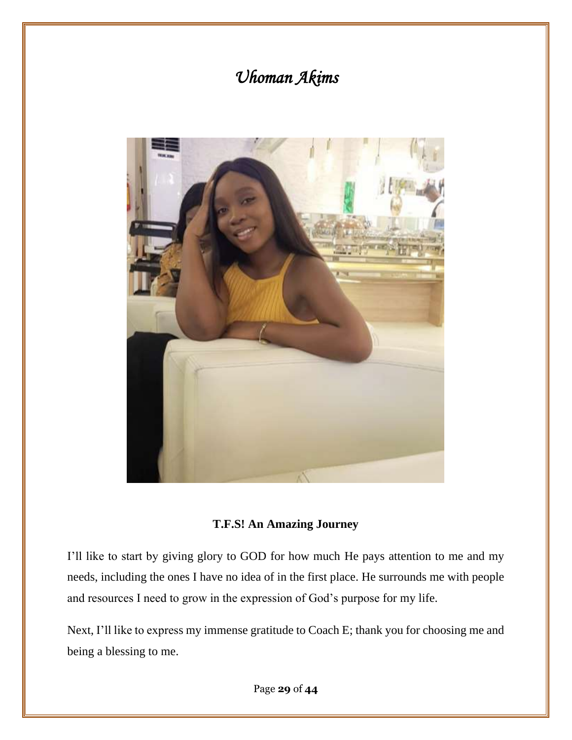# *Uhoman Akims*

**T.F.S! An Amazing Journey**

I'll like to start by giving glory to GOD for how much He pays attention to me and my needs, including the ones I have no idea of in the first place. He surrounds me with people and resources I need to grow in the expression of God's purpose for my life.

Next, I'll like to express my immense gratitude to Coach E; thank you for choosing me and being a blessing to me.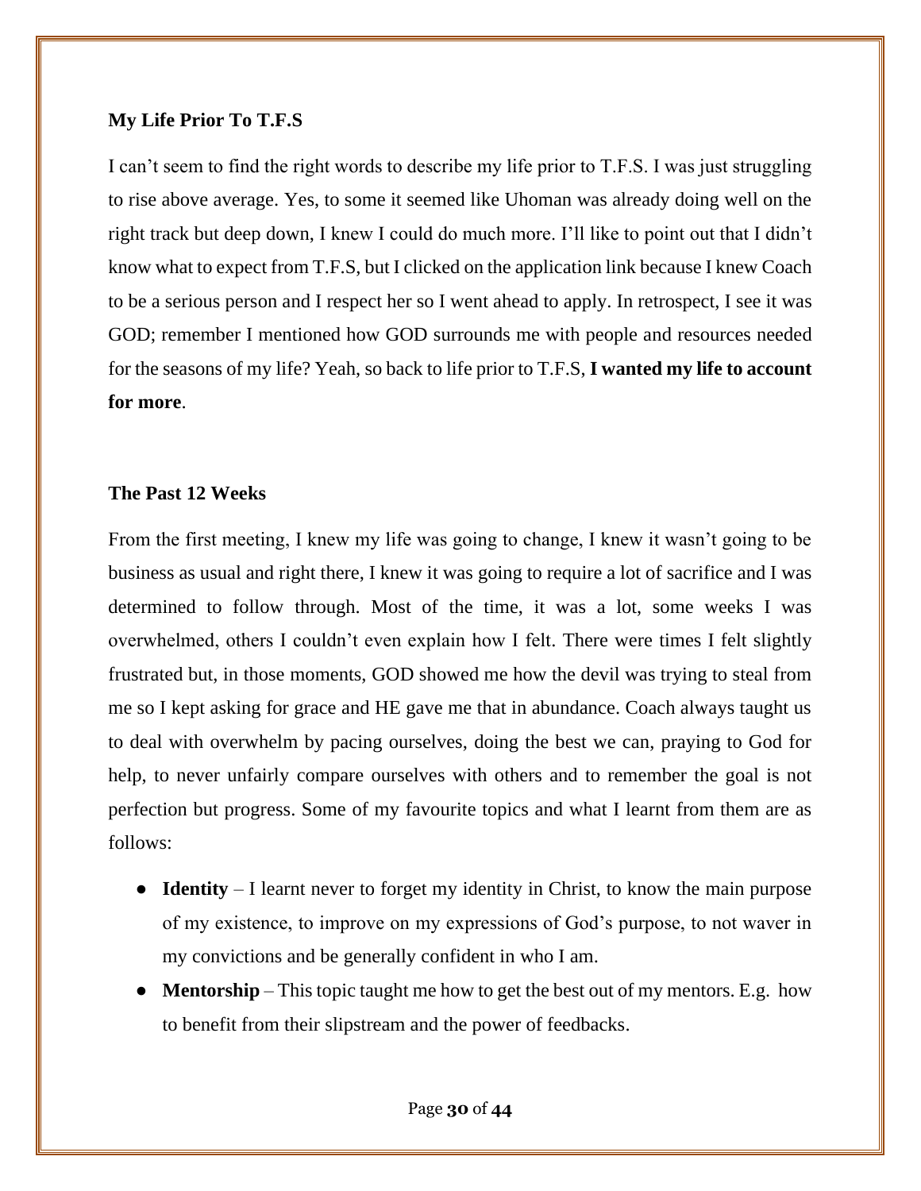**My Life Prior To T.F.S**

I can't seem to find the right words to describe my life prior to T.F.S. I was just struggling to rise above average. Yes, to some it seemed like Uhoman was already doing well on the right track but deep down, I knew I could do much more. I'll like to point out that I didn't know what to expect from T.F.S, but I clicked on the application link because I knew Coach to be a serious person and I respect her so I went ahead to apply. In retrospect, I see it was GOD; remember I mentioned how GOD surrounds me with people and resources needed for the seasons of my life? Yeah, so back to life prior to T.F.S, **I wanted my life to account for more**.

**The Past 12 Weeks**

From the first meeting, I knew my life was going to change, I knew it wasn't going to be business as usual and right there, I knew it was going to require a lot of sacrifice and I was determined to follow through. Most of the time, it was a lot, some weeks I was overwhelmed, others I couldn't even explain how I felt. There were times I felt slightly frustrated but, in those moments, GOD showed me how the devil was trying to steal from me so I kept asking for grace and HE gave me that in abundance. Coach always taught us to deal with overwhelm by pacing ourselves, doing the best we can, praying to God for help, to never unfairly compare ourselves with others and to remember the goal is not perfection but progress. Some of my favourite topics and what I learnt from them are as follows:

- **Identity** – I learnt never to forget my identity in Christ, to know the main purpose of my existence, to improve on my expressions of God's purpose, to not waver in my convictions and be generally confident in who I am.
- **Mentorship** – This topic taught me how to get the best out of my mentors. E.g. how to benefit from their slipstream and the power of feedbacks.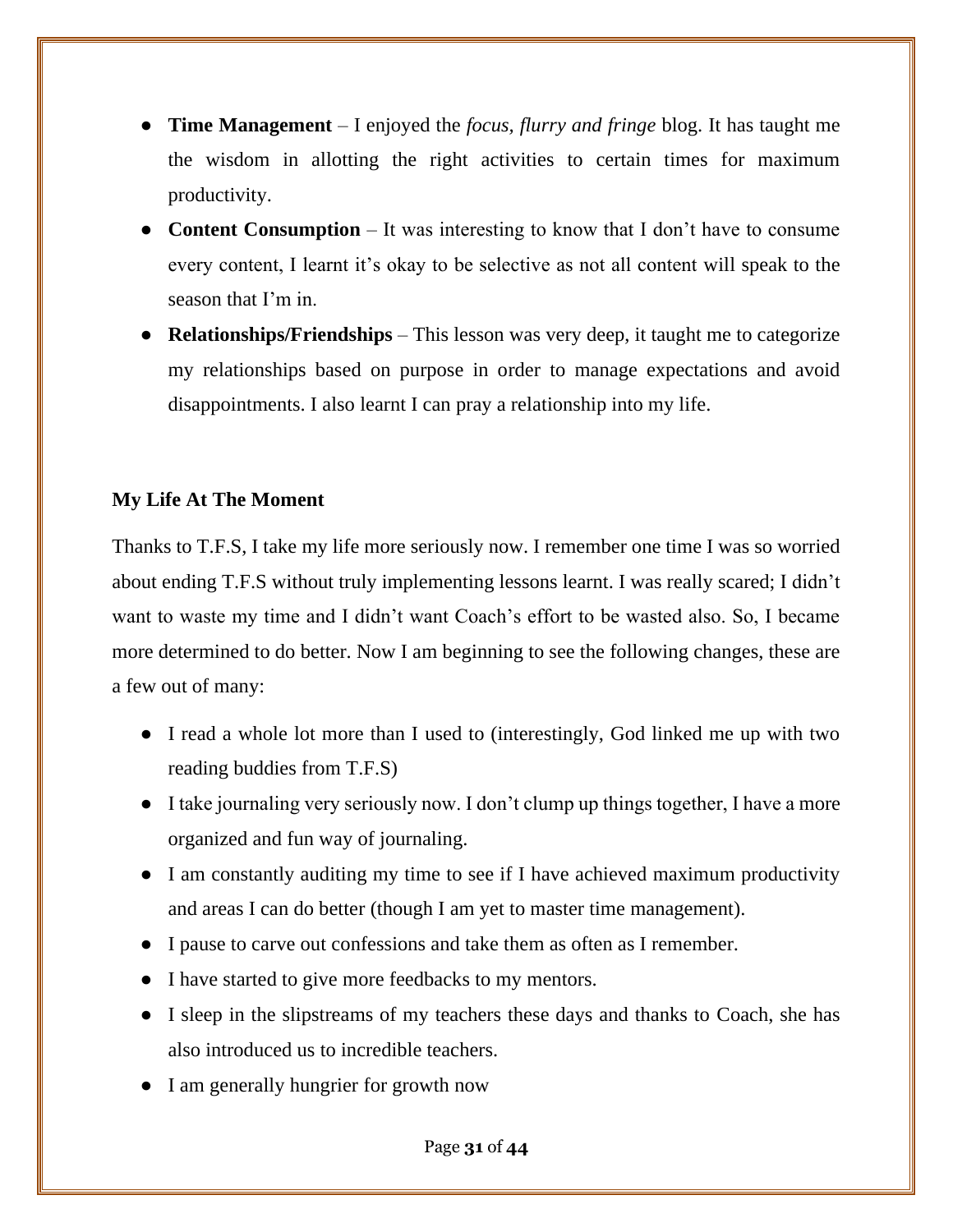- **Time Management** – I enjoyed the *focus, flurry and fringe* blog. It has taught me the wisdom in allotting the right activities to certain times for maximum productivity.
- **Content Consumption** – It was interesting to know that I don't have to consume every content, I learnt it's okay to be selective as not all content will speak to the season that I'm in.
- **Relationships/Friendships** – This lesson was very deep, it taught me to categorize my relationships based on purpose in order to manage expectations and avoid disappointments. I also learnt I can pray a relationship into my life.

**My Life At The Moment**

Thanks to T.F.S, I take my life more seriously now. I remember one time I was so worried about ending T.F.S without truly implementing lessons learnt. I was really scared; I didn't want to waste my time and I didn't want Coach's effort to be wasted also. So, I became more determined to do better. Now I am beginning to see the following changes, these are a few out of many:

- I read a whole lot more than I used to (interestingly, God linked me up with two reading buddies from T.F.S)
- I take journaling very seriously now. I don't clump up things together, I have a more organized and fun way of journaling.
- I am constantly auditing my time to see if I have achieved maximum productivity and areas I can do better (though I am yet to master time management).
- I pause to carve out confessions and take them as often as I remember.
- I have started to give more feedbacks to my mentors.
- I sleep in the slipstreams of my teachers these days and thanks to Coach, she has also introduced us to incredible teachers.
- I am generally hungrier for growth now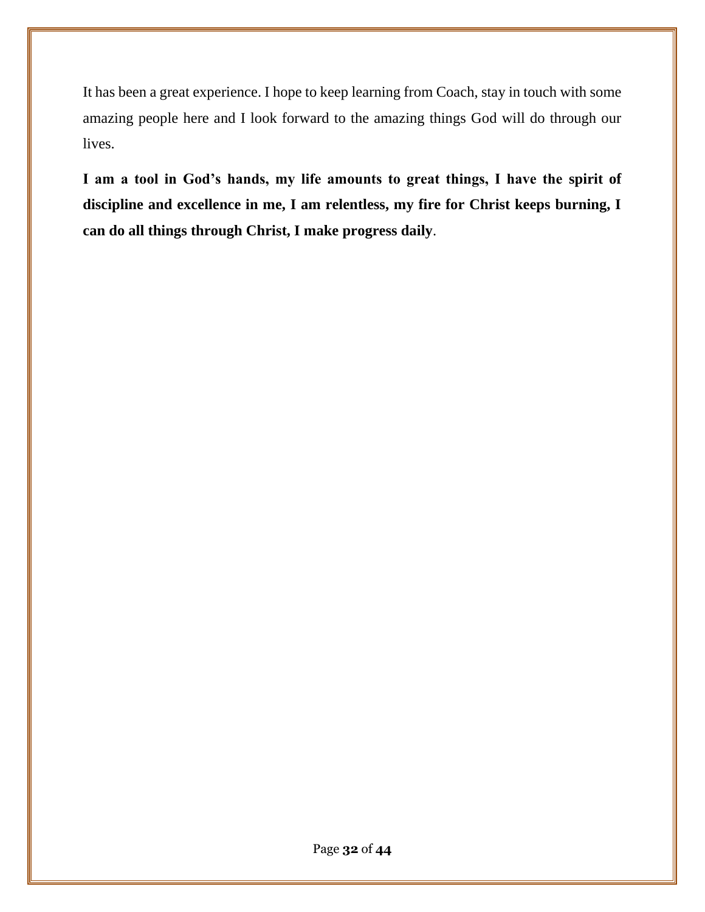It has been a great experience. I hope to keep learning from Coach, stay in touch with some amazing people here and I look forward to the amazing things God will do through our lives.

**I am a tool in God's hands, my life amounts to great things, I have the spirit of discipline and excellence in me, I am relentless, my fire for Christ keeps burning, I can do all things through Christ, I make progress daily**.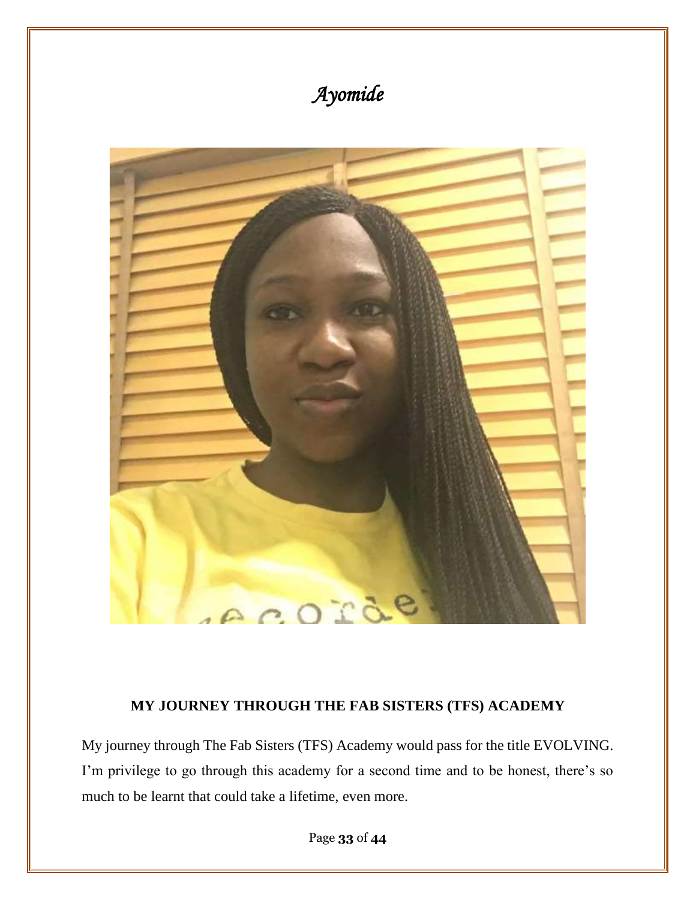# *Ayomide*

## MY JOURNEY THROUGH THE FAB SISTERS (TFS) ACADEMY

My journey through The Fab Sisters (TFS) Academy would pass for the title EVOLVING. I'm privilege to go through this academy for a second time and to be honest, there's so much to be learnt that could take a lifetime, even more.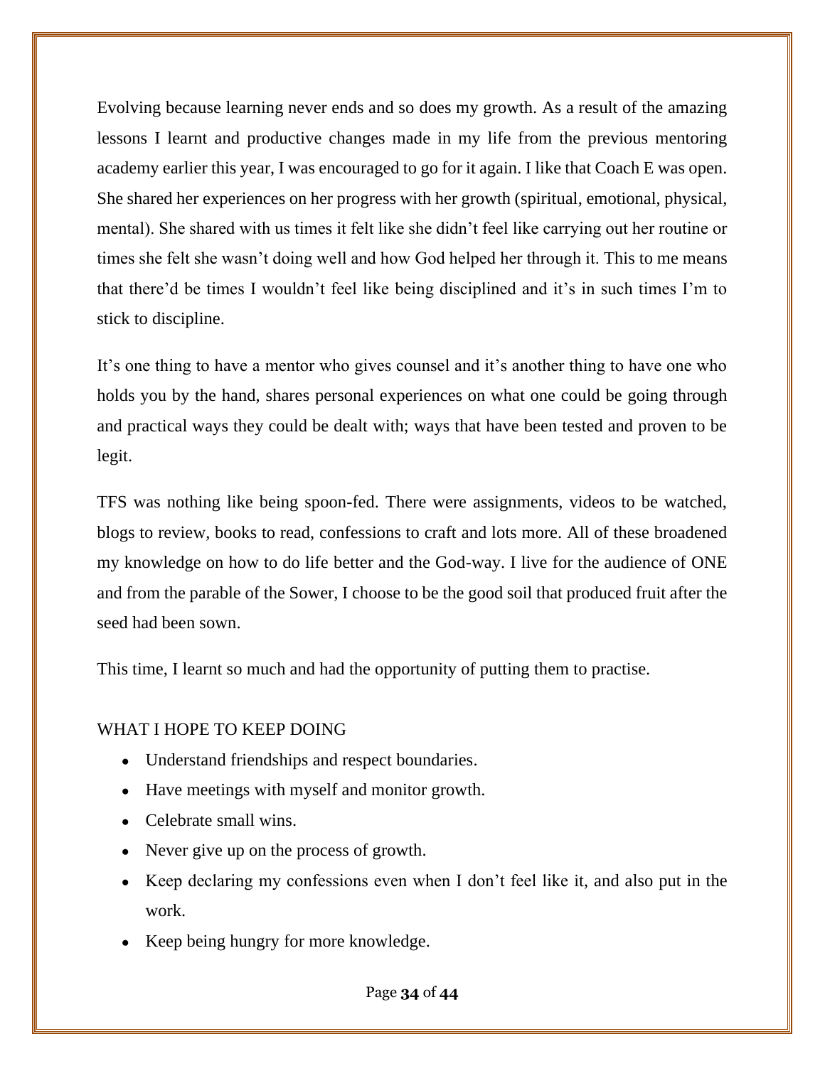Evolving because learning never ends and so does my growth. As a result of the amazing lessons I learnt and productive changes made in my life from the previous mentoring academy earlier this year, I was encouraged to go for it again. I like that Coach E was open. She shared her experiences on her progress with her growth (spiritual, emotional, physical, mental). She shared with us times it felt like she didn't feel like carrying out her routine or times she felt she wasn't doing well and how God helped her through it. This to me means that there'd be times I wouldn't feel like being disciplined and it's in such times I'm to stick to discipline.

It's one thing to have a mentor who gives counsel and it's another thing to have one who holds you by the hand, shares personal experiences on what one could be going through and practical ways they could be dealt with; ways that have been tested and proven to be legit.

TFS was nothing like being spoon-fed. There were assignments, videos to be watched, blogs to review, books to read, confessions to craft and lots more. All of these broadened my knowledge on how to do life better and the God-way. I live for the audience of ONE and from the parable of the Sower, I choose to be the good soil that produced fruit after the seed had been sown.

This time, I learnt so much and had the opportunity of putting them to practise.

WHAT I HOPE TO KEEP DOING

- Understand friendships and respect boundaries.
- Have meetings with myself and monitor growth.
- Celebrate small wins.
- Never give up on the process of growth.
- Keep declaring my confessions even when I don't feel like it, and also put in the work.
- Keep being hungry for more knowledge.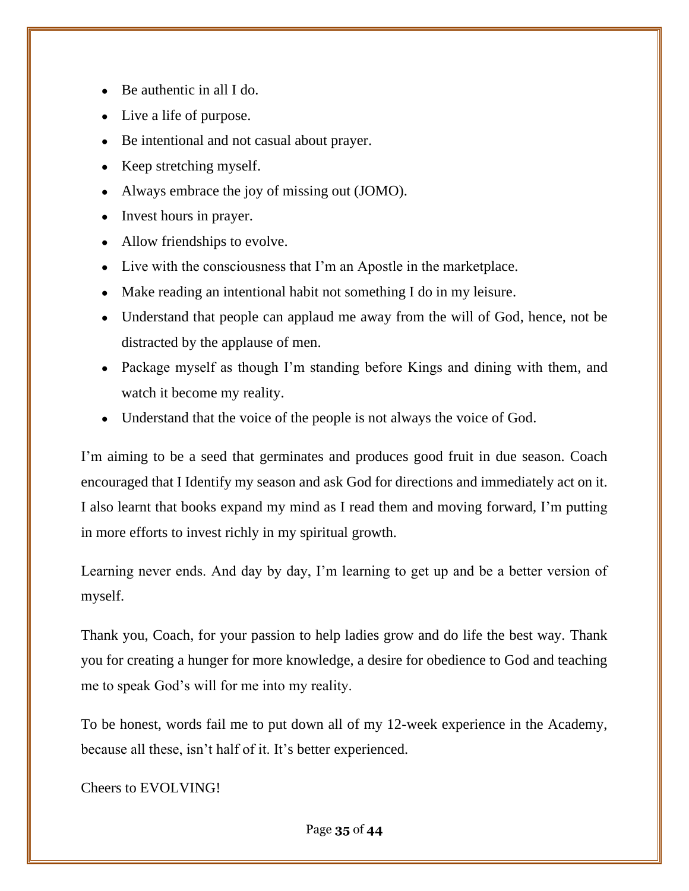- Be authentic in all I do.
- Live a life of purpose.
- Be intentional and not casual about prayer.
- Keep stretching myself.
- Always embrace the joy of missing out (JOMO).
- Invest hours in prayer.
- Allow friendships to evolve.
- Live with the consciousness that I'm an Apostle in the marketplace.
- Make reading an intentional habit not something I do in my leisure.
- Understand that people can applaud me away from the will of God, hence, not be distracted by the applause of men.
- Package myself as though I'm standing before Kings and dining with them, and watch it become my reality.
- Understand that the voice of the people is not always the voice of God.

I'm aiming to be a seed that germinates and produces good fruit in due season. Coach encouraged that I Identify my season and ask God for directions and immediately act on it. I also learnt that books expand my mind as I read them and moving forward, I'm putting in more efforts to invest richly in my spiritual growth.

Learning never ends. And day by day, I'm learning to get up and be a better version of myself.

Thank you, Coach, for your passion to help ladies grow and do life the best way. Thank you for creating a hunger for more knowledge, a desire for obedience to God and teaching me to speak God's will for me into my reality.

To be honest, words fail me to put down all of my 12-week experience in the Academy, because all these, isn't half of it. It's better experienced.

Cheers to EVOLVING!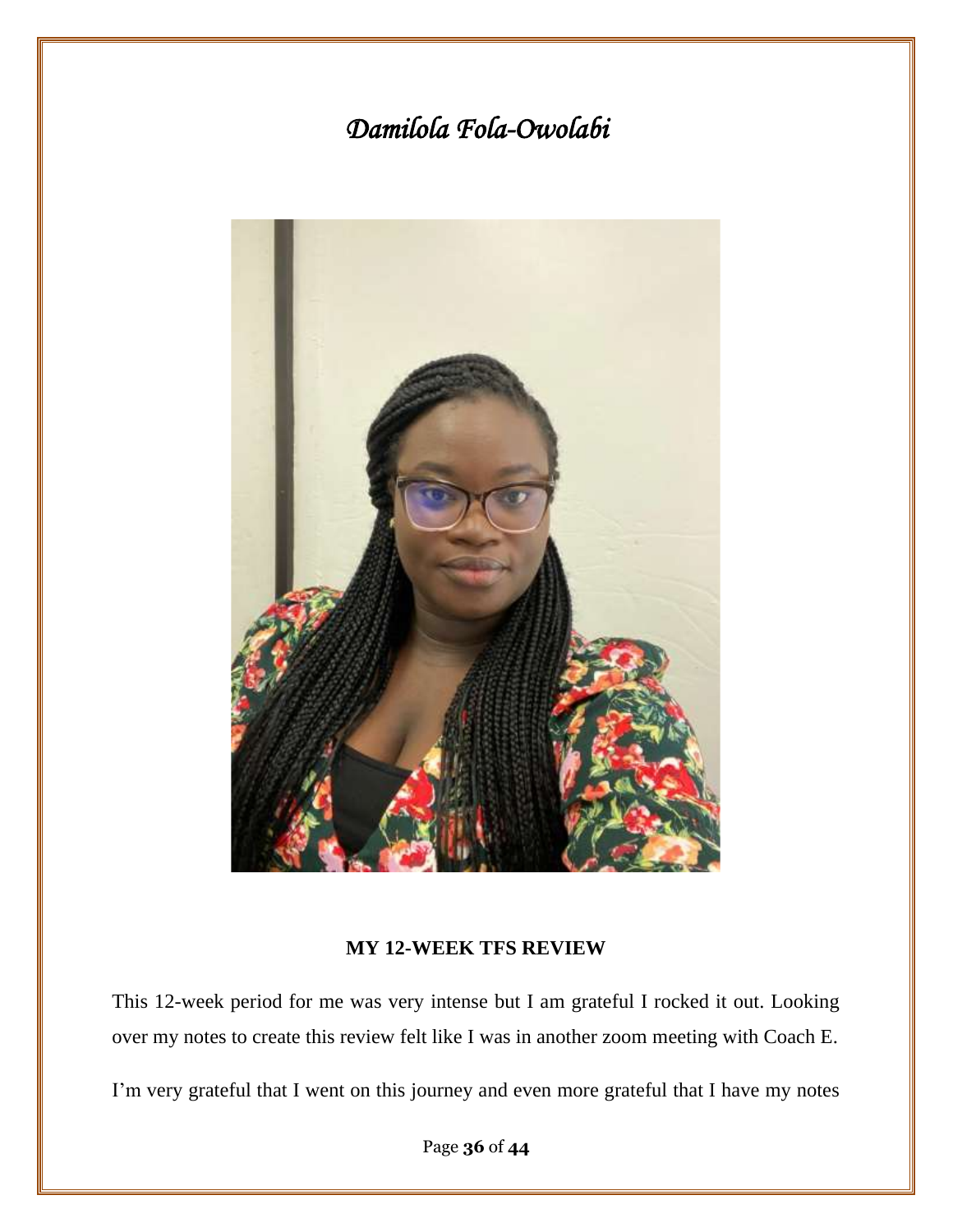# *Damilola Fola-Owolabi*

**MY 12-WEEK TFS REVIEW**

This 12-week period for me was very intense but I am grateful I rocked it out. Looking over my notes to create this review felt like I was in another zoom meeting with Coach E.

I'm very grateful that I went on this journey and even more grateful that I have my notes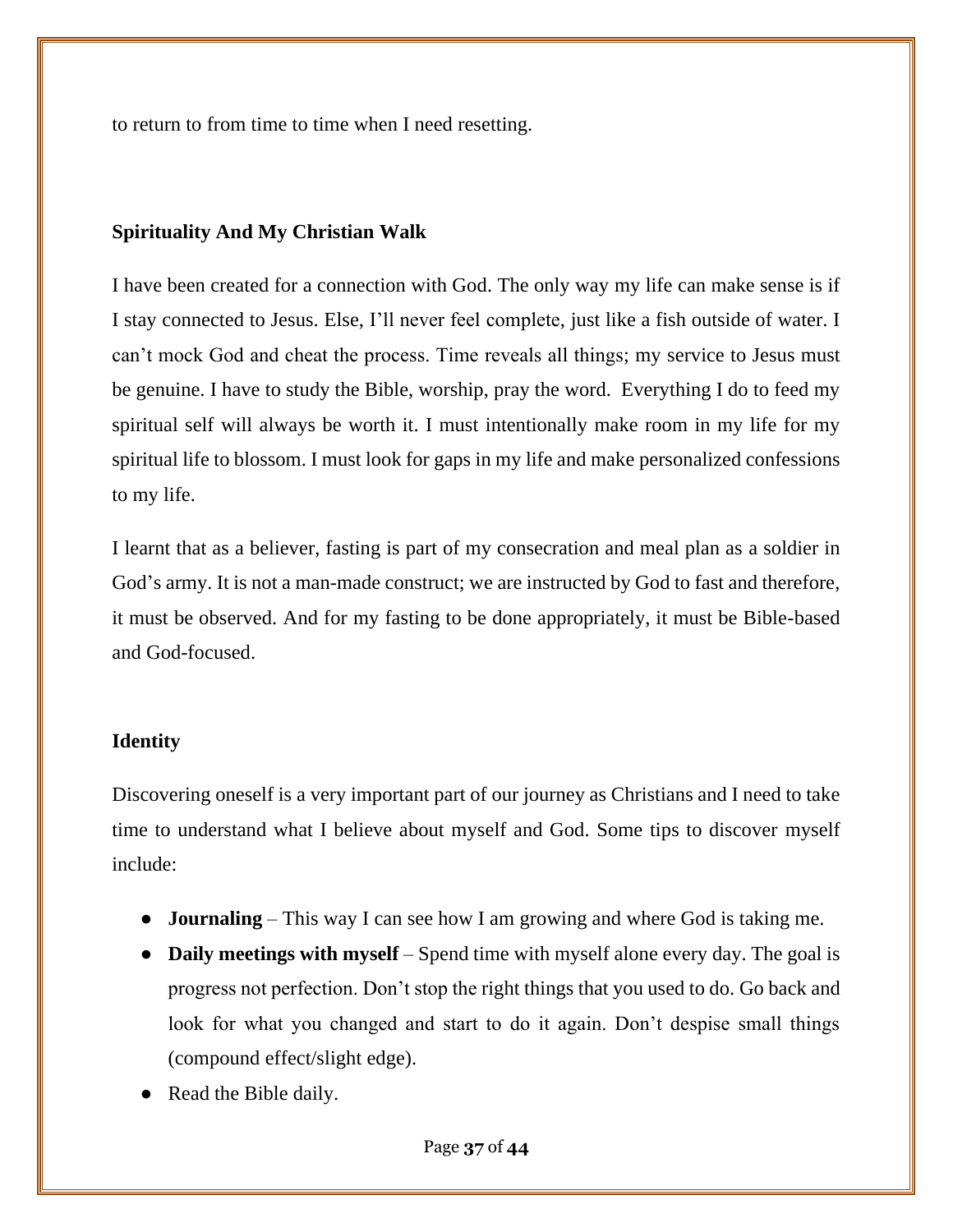to return to from time to time when I need resetting.

### Spirituality And My Christian Walk

I have been created for a connection with God. The only way my life can make sense is if I stay connected to Jesus. Else, I'll never feel complete, just like a fish outside of water. I can't mock God and cheat the process. Time reveals all things; my service to Jesus must be genuine. I have to study the Bible, worship, pray the word. Everything I do to feed my spiritual self will always be worth it. I must intentionally make room in my life for my spiritual life to blossom. I must look for gaps in my life and make personalized confessions to my life.

I learnt that as a believer, fasting is part of my consecration and meal plan as a soldier in God's army. It is not a man-made construct; we are instructed by God to fast and therefore, it must be observed. And for my fasting to be done appropriately, it must be Bible-based and God-focused.

### Identity

Discovering oneself is a very important part of our journey as Christians and I need to take time to understand what I believe about myself and God. Some tips to discover myself include:

- **Journaling** – This way I can see how I am growing and where God is taking me.
- **Daily meetings with myself** – Spend time with myself alone every day. The goal is progress not perfection. Don't stop the right things that you used to do. Go back and look for what you changed and start to do it again. Don't despise small things (compound effect/slight edge).
- Read the Bible daily.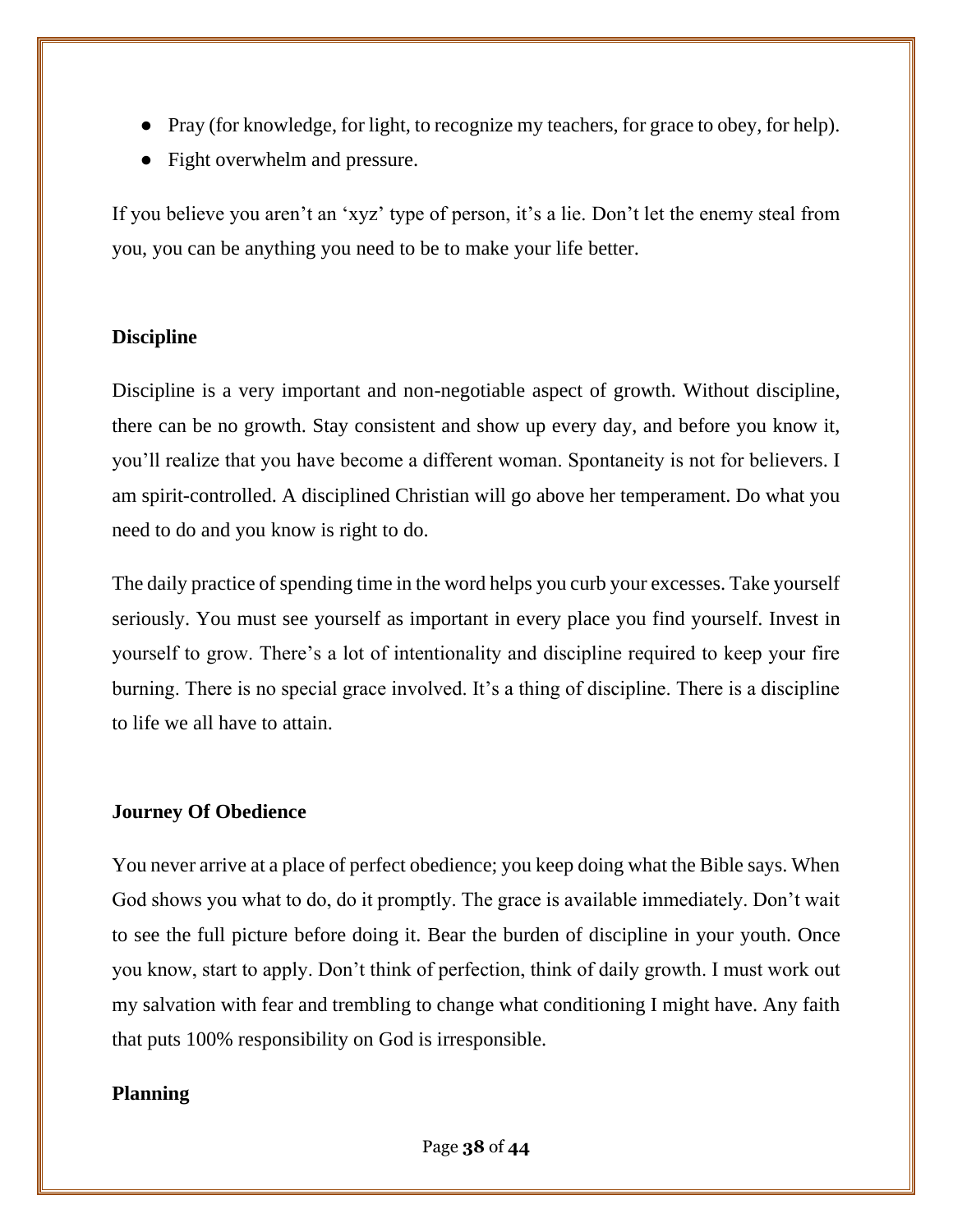- Pray (for knowledge, for light, to recognize my teachers, for grace to obey, for help).
- Fight overwhelm and pressure.

If you believe you aren't an 'xyz' type of person, it's a lie. Don't let the enemy steal from you, you can be anything you need to be to make your life better.

**Discipline**

Discipline is a very important and non-negotiable aspect of growth. Without discipline, there can be no growth. Stay consistent and show up every day, and before you know it, you'll realize that you have become a different woman. Spontaneity is not for believers. I am spirit-controlled. A disciplined Christian will go above her temperament. Do what you need to do and you know is right to do.

The daily practice of spending time in the word helps you curb your excesses. Take yourself seriously. You must see yourself as important in every place you find yourself. Invest in yourself to grow. There's a lot of intentionality and discipline required to keep your fire burning. There is no special grace involved. It's a thing of discipline. There is a discipline to life we all have to attain.

**Journey Of Obedience**

You never arrive at a place of perfect obedience; you keep doing what the Bible says. When God shows you what to do, do it promptly. The grace is available immediately. Don't wait to see the full picture before doing it. Bear the burden of discipline in your youth. Once you know, start to apply. Don't think of perfection, think of daily growth. I must work out my salvation with fear and trembling to change what conditioning I might have. Any faith that puts 100% responsibility on God is irresponsible.

**Planning**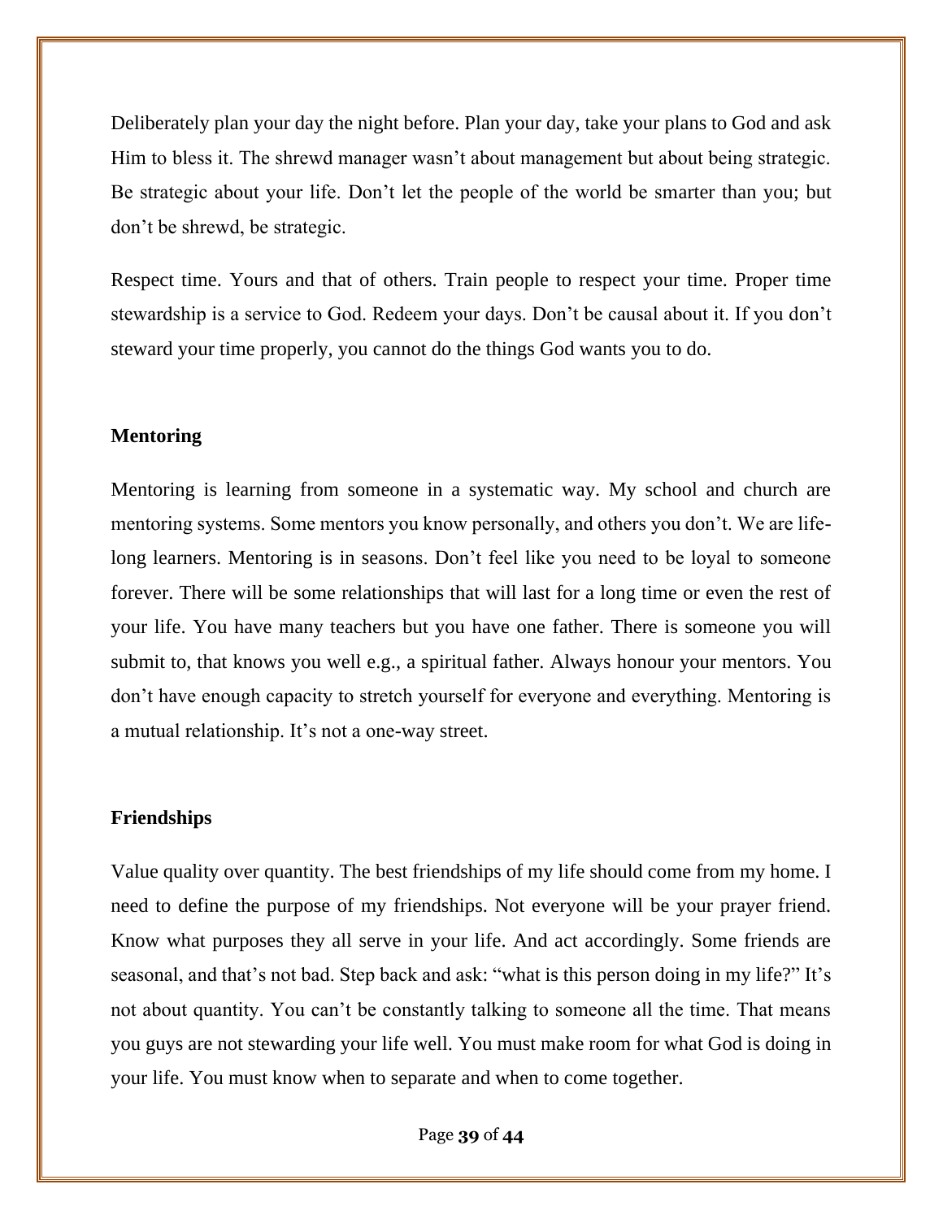Deliberately plan your day the night before. Plan your day, take your plans to God and ask Him to bless it. The shrewd manager wasn't about management but about being strategic. Be strategic about your life. Don't let the people of the world be smarter than you; but don't be shrewd, be strategic.

Respect time. Yours and that of others. Train people to respect your time. Proper time stewardship is a service to God. Redeem your days. Don't be causal about it. If you don't steward your time properly, you cannot do the things God wants you to do.

**Mentoring**

Mentoring is learning from someone in a systematic way. My school and church are mentoring systems. Some mentors you know personally, and others you don't. We are life-long learners. Mentoring is in seasons. Don't feel like you need to be loyal to someone forever. There will be some relationships that will last for a long time or even the rest of your life. You have many teachers but you have one father. There is someone you will submit to, that knows you well e.g., a spiritual father. Always honour your mentors. You don't have enough capacity to stretch yourself for everyone and everything. Mentoring is a mutual relationship. It's not a one-way street.

**Friendships**

Value quality over quantity. The best friendships of my life should come from my home. I need to define the purpose of my friendships. Not everyone will be your prayer friend. Know what purposes they all serve in your life. And act accordingly. Some friends are seasonal, and that's not bad. Step back and ask: "what is this person doing in my life?" It's not about quantity. You can't be constantly talking to someone all the time. That means you guys are not stewarding your life well. You must make room for what God is doing in your life. You must know when to separate and when to come together.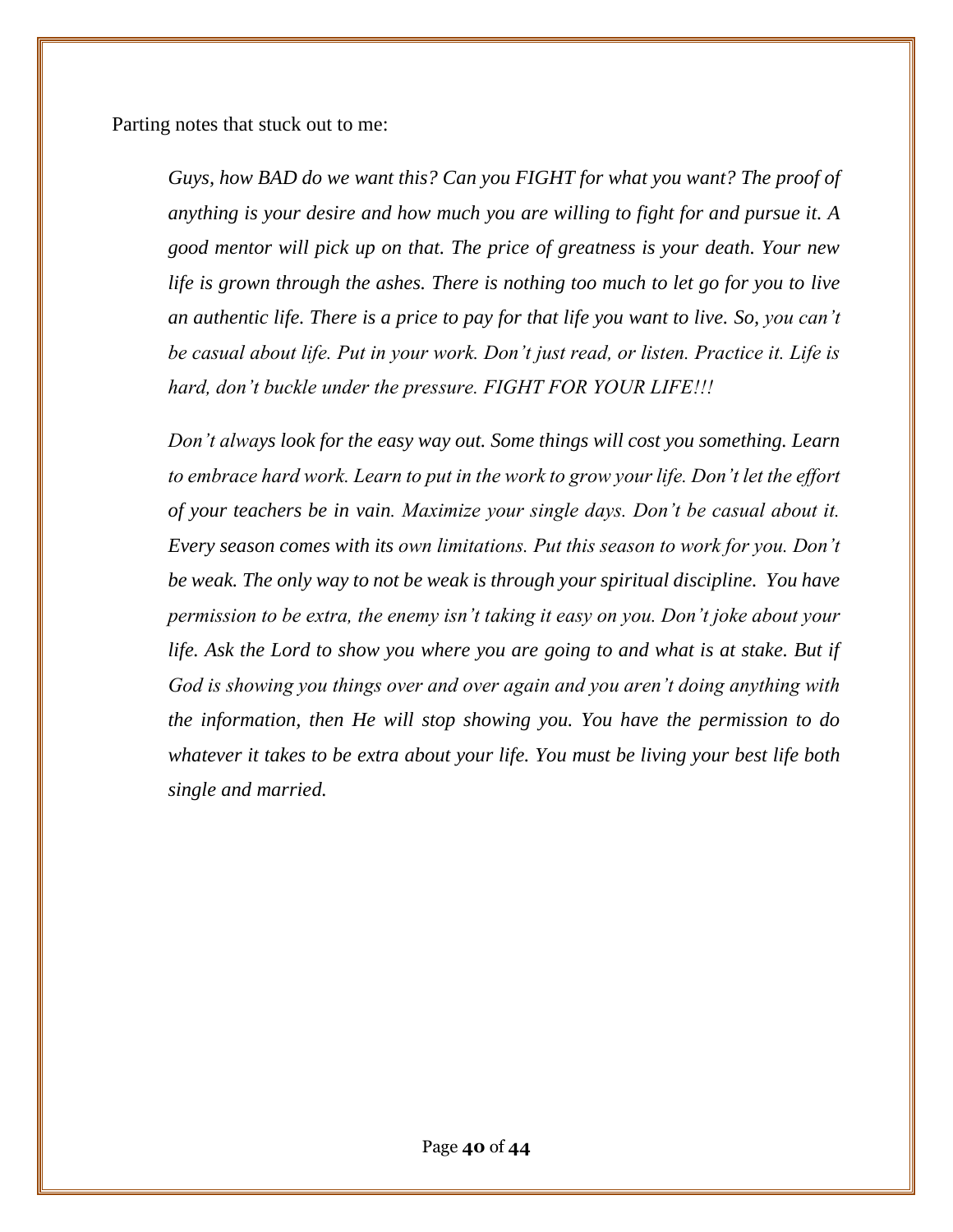Parting notes that stuck out to me:

> *Guys, how BAD do we want this? Can you FIGHT for what you want? The proof of anything is your desire and how much you are willing to fight for and pursue it. A good mentor will pick up on that. The price of greatness is your death. Your new life is grown through the ashes. There is nothing too much to let go for you to live an authentic life. There is a price to pay for that life you want to live. So, you can't be casual about life. Put in your work. Don't just read, or listen. Practice it. Life is hard, don't buckle under the pressure. FIGHT FOR YOUR LIFE!!!*
>
> *Don't always look for the easy way out. Some things will cost you something. Learn to embrace hard work. Learn to put in the work to grow your life. Don't let the effort of your teachers be in vain. Maximize your single days. Don't be casual about it. Every season comes with its own limitations. Put this season to work for you. Don't be weak. The only way to not be weak is through your spiritual discipline. You have permission to be extra, the enemy isn't taking it easy on you. Don't joke about your life. Ask the Lord to show you where you are going to and what is at stake. But if God is showing you things over and over again and you aren't doing anything with the information, then He will stop showing you. You have the permission to do whatever it takes to be extra about your life. You must be living your best life both single and married.*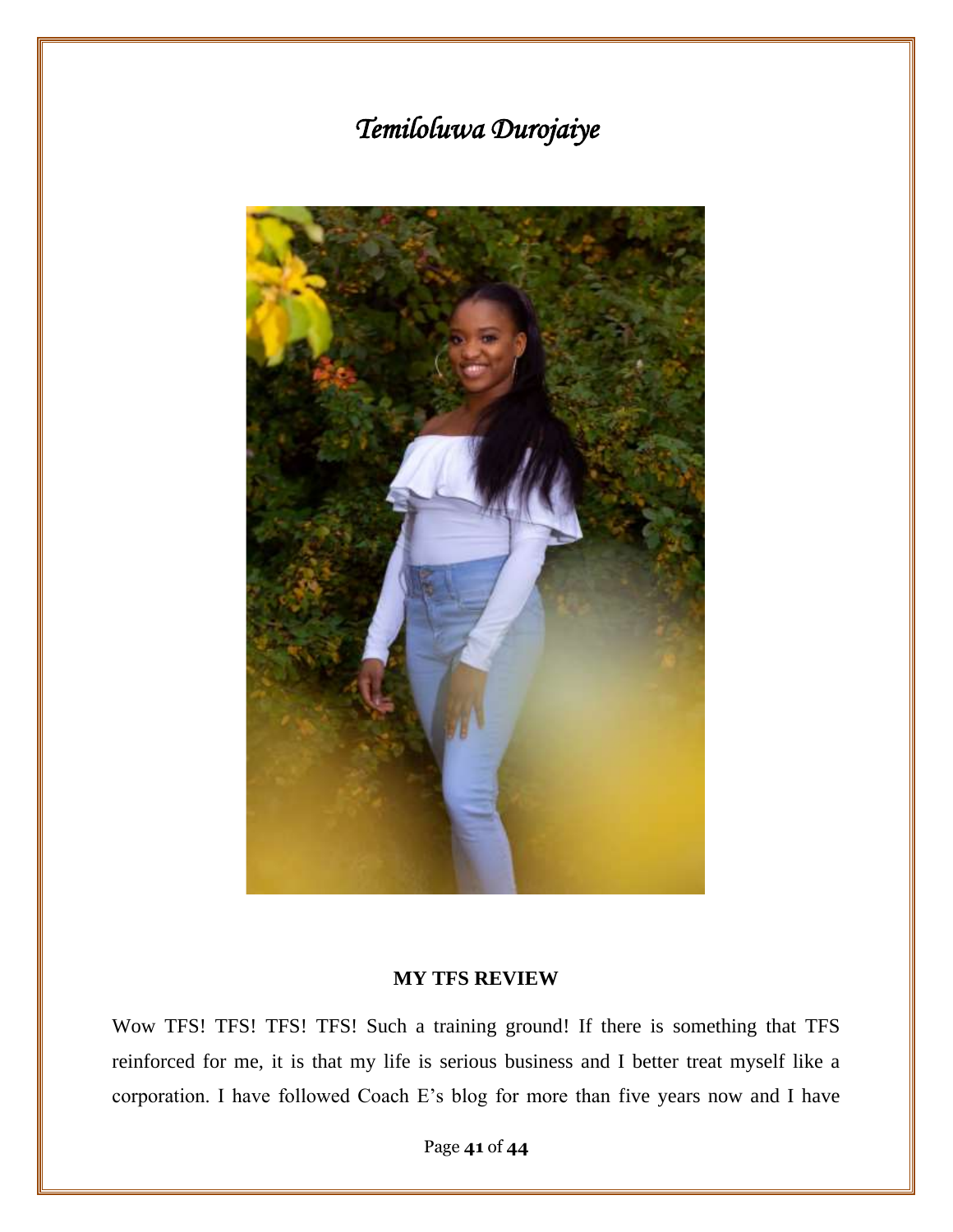# *Temiloluwa Durojaiye*

**MY TFS REVIEW**

Wow TFS! TFS! TFS! TFS! Such a training ground! If there is something that TFS reinforced for me, it is that my life is serious business and I better treat myself like a corporation. I have followed Coach E's blog for more than five years now and I have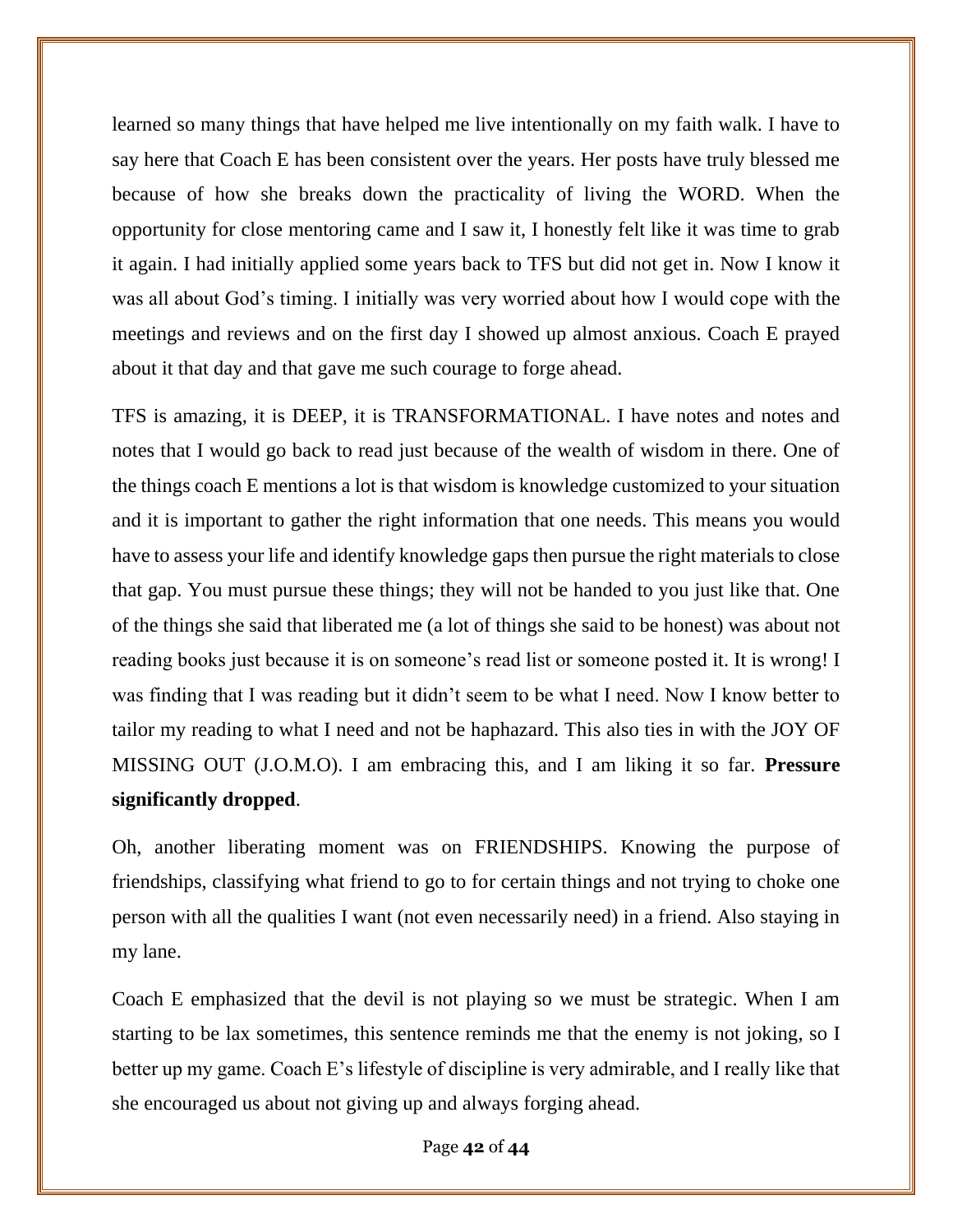learned so many things that have helped me live intentionally on my faith walk. I have to say here that Coach E has been consistent over the years. Her posts have truly blessed me because of how she breaks down the practicality of living the WORD. When the opportunity for close mentoring came and I saw it, I honestly felt like it was time to grab it again. I had initially applied some years back to TFS but did not get in. Now I know it was all about God's timing. I initially was very worried about how I would cope with the meetings and reviews and on the first day I showed up almost anxious. Coach E prayed about it that day and that gave me such courage to forge ahead.

TFS is amazing, it is DEEP, it is TRANSFORMATIONAL. I have notes and notes and notes that I would go back to read just because of the wealth of wisdom in there. One of the things coach E mentions a lot is that wisdom is knowledge customized to your situation and it is important to gather the right information that one needs. This means you would have to assess your life and identify knowledge gaps then pursue the right materials to close that gap. You must pursue these things; they will not be handed to you just like that. One of the things she said that liberated me (a lot of things she said to be honest) was about not reading books just because it is on someone's read list or someone posted it. It is wrong! I was finding that I was reading but it didn't seem to be what I need. Now I know better to tailor my reading to what I need and not be haphazard. This also ties in with the JOY OF MISSING OUT (J.O.M.O). I am embracing this, and I am liking it so far. **Pressure significantly dropped**.

Oh, another liberating moment was on FRIENDSHIPS. Knowing the purpose of friendships, classifying what friend to go to for certain things and not trying to choke one person with all the qualities I want (not even necessarily need) in a friend. Also staying in my lane.

Coach E emphasized that the devil is not playing so we must be strategic. When I am starting to be lax sometimes, this sentence reminds me that the enemy is not joking, so I better up my game. Coach E's lifestyle of discipline is very admirable, and I really like that she encouraged us about not giving up and always forging ahead.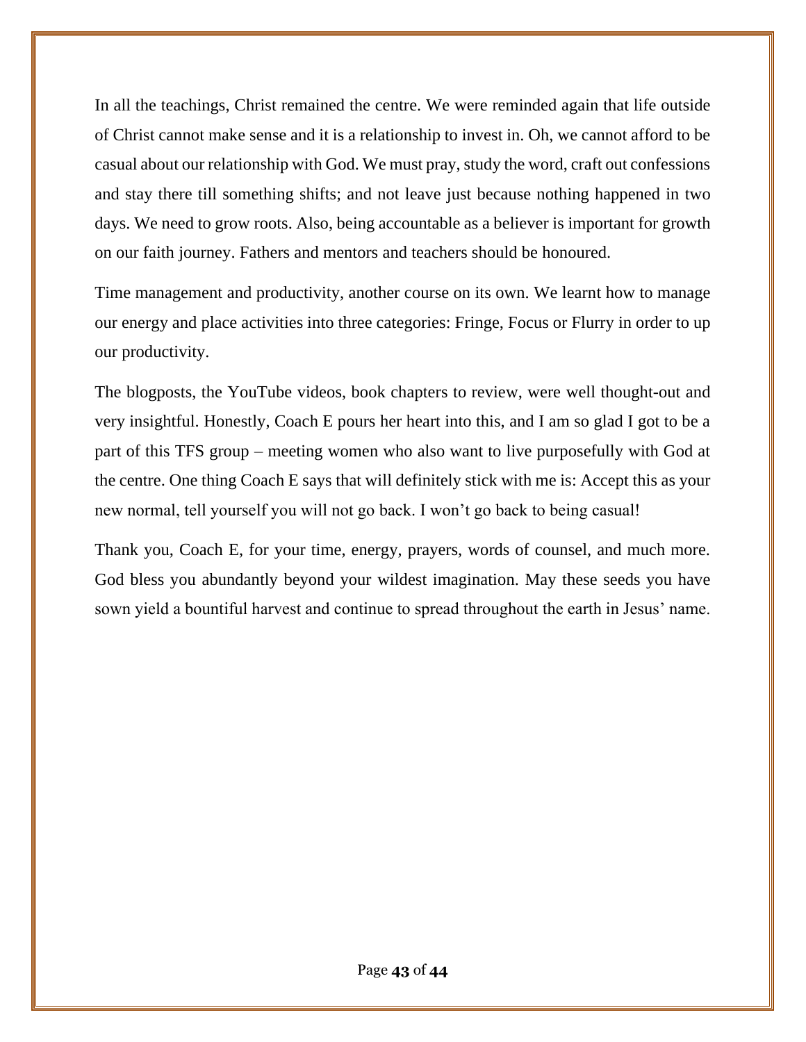In all the teachings, Christ remained the centre. We were reminded again that life outside of Christ cannot make sense and it is a relationship to invest in. Oh, we cannot afford to be casual about our relationship with God. We must pray, study the word, craft out confessions and stay there till something shifts; and not leave just because nothing happened in two days. We need to grow roots. Also, being accountable as a believer is important for growth on our faith journey. Fathers and mentors and teachers should be honoured.

Time management and productivity, another course on its own. We learnt how to manage our energy and place activities into three categories: Fringe, Focus or Flurry in order to up our productivity.

The blogposts, the YouTube videos, book chapters to review, were well thought-out and very insightful. Honestly, Coach E pours her heart into this, and I am so glad I got to be a part of this TFS group – meeting women who also want to live purposefully with God at the centre. One thing Coach E says that will definitely stick with me is: Accept this as your new normal, tell yourself you will not go back. I won't go back to being casual!

Thank you, Coach E, for your time, energy, prayers, words of counsel, and much more. God bless you abundantly beyond your wildest imagination. May these seeds you have sown yield a bountiful harvest and continue to spread throughout the earth in Jesus' name.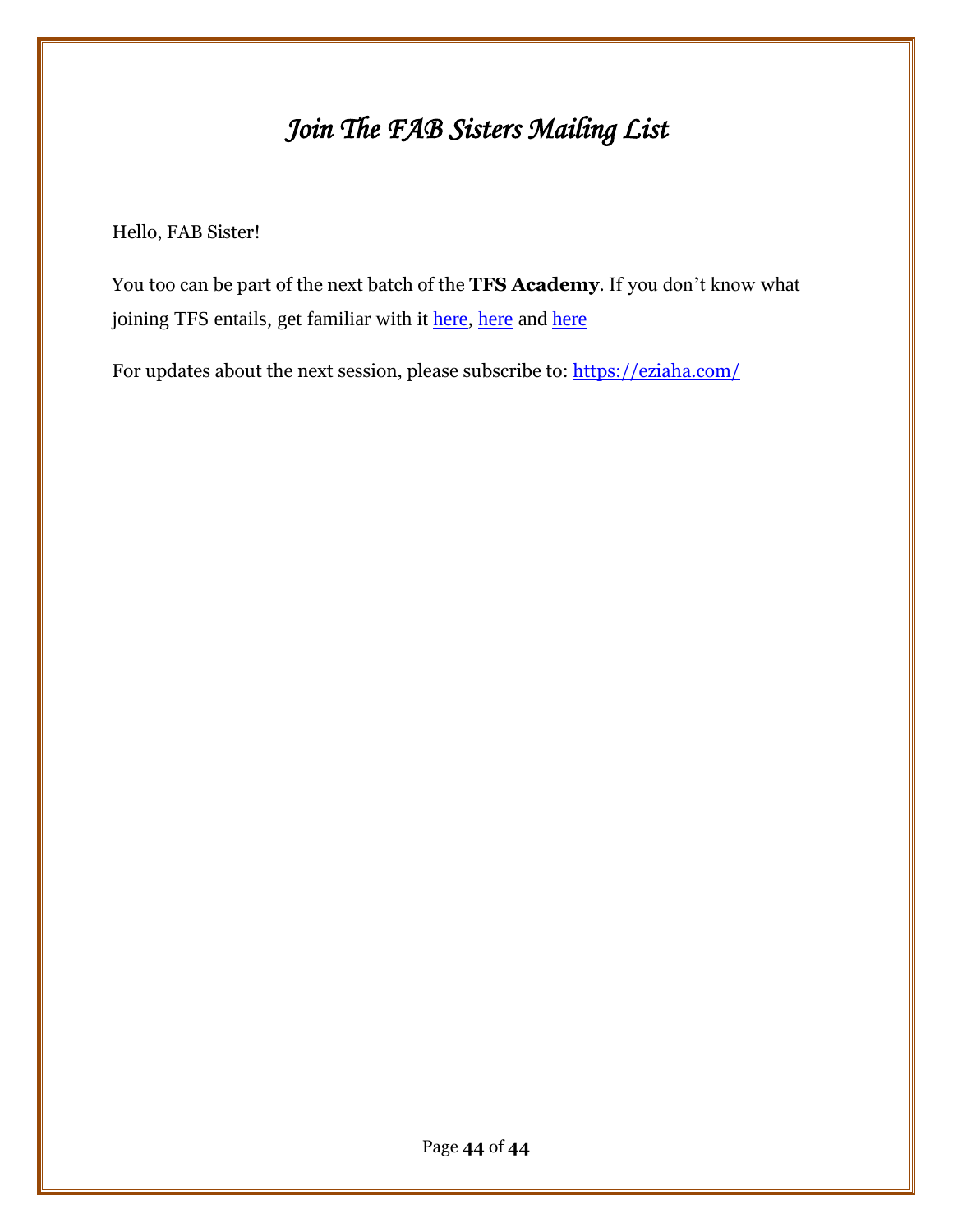# *Join The FAB Sisters Mailing List*

Hello, FAB Sister!

You too can be part of the next batch of the **TFS Academy**. If you don't know what joining TFS entails, get familiar with it here, here and here

For updates about the next session, please subscribe to: https://eziaha.com/